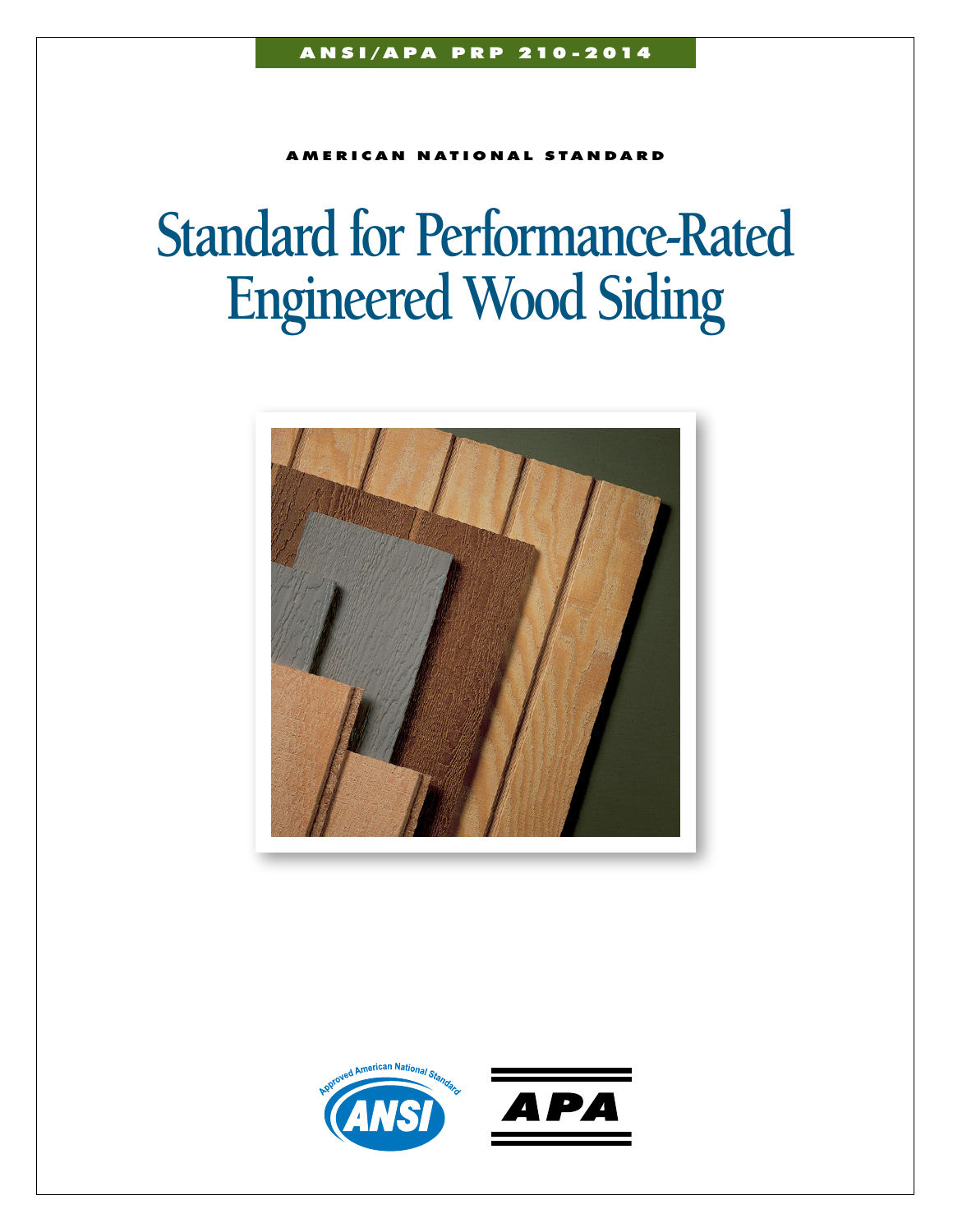ANSI/APA PRP 210-2014

AMERICAN NATIONAL STANDARD

# Standard for Performance-Rated Engineered Wood Siding

Approved American National Standard

ANSI

APA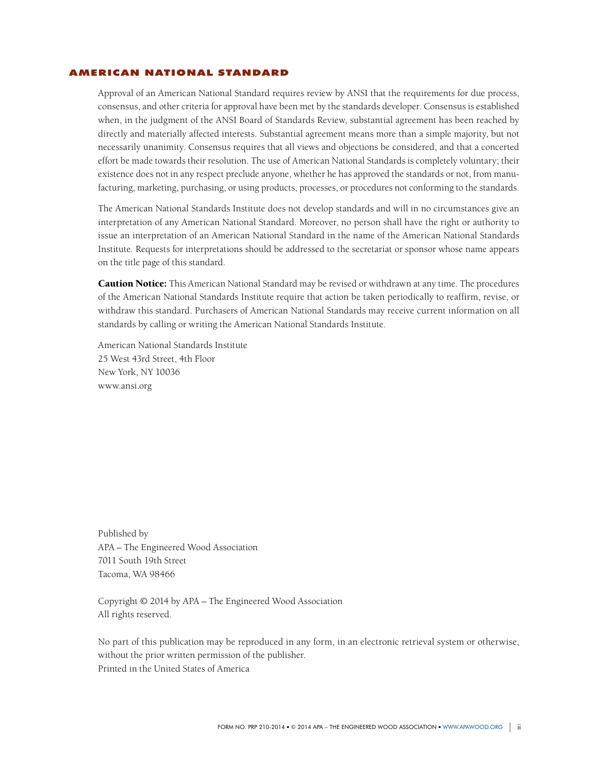## AMERICAN NATIONAL STANDARD

Approval of an American National Standard requires review by ANSI that the requirements for due process, consensus, and other criteria for approval have been met by the standards developer. Consensus is established when, in the judgment of the ANSI Board of Standards Review, substantial agreement has been reached by directly and materially affected interests. Substantial agreement means more than a simple majority, but not necessarily unanimity. Consensus requires that all views and objections be considered, and that a concerted effort be made towards their resolution. The use of American National Standards is completely voluntary; their existence does not in any respect preclude anyone, whether he has approved the standards or not, from manufacturing, marketing, purchasing, or using products, processes, or procedures not conforming to the standards.

The American National Standards Institute does not develop standards and will in no circumstances give an interpretation of any American National Standard. Moreover, no person shall have the right or authority to issue an interpretation of an American National Standard in the name of the American National Standards Institute. Requests for interpretations should be addressed to the secretariat or sponsor whose name appears on the title page of this standard.

**Caution Notice:** This American National Standard may be revised or withdrawn at any time. The procedures of the American National Standards Institute require that action be taken periodically to reaffirm, revise, or withdraw this standard. Purchasers of American National Standards may receive current information on all standards by calling or writing the American National Standards Institute.

American National Standards Institute
25 West 43rd Street, 4th Floor
New York, NY 10036
www.ansi.org

Published by
APA – The Engineered Wood Association
7011 South 19th Street
Tacoma, WA 98466

Copyright © 2014 by APA – The Engineered Wood Association
All rights reserved.

No part of this publication may be reproduced in any form, in an electronic retrieval system or otherwise, without the prior written permission of the publisher.
Printed in the United States of America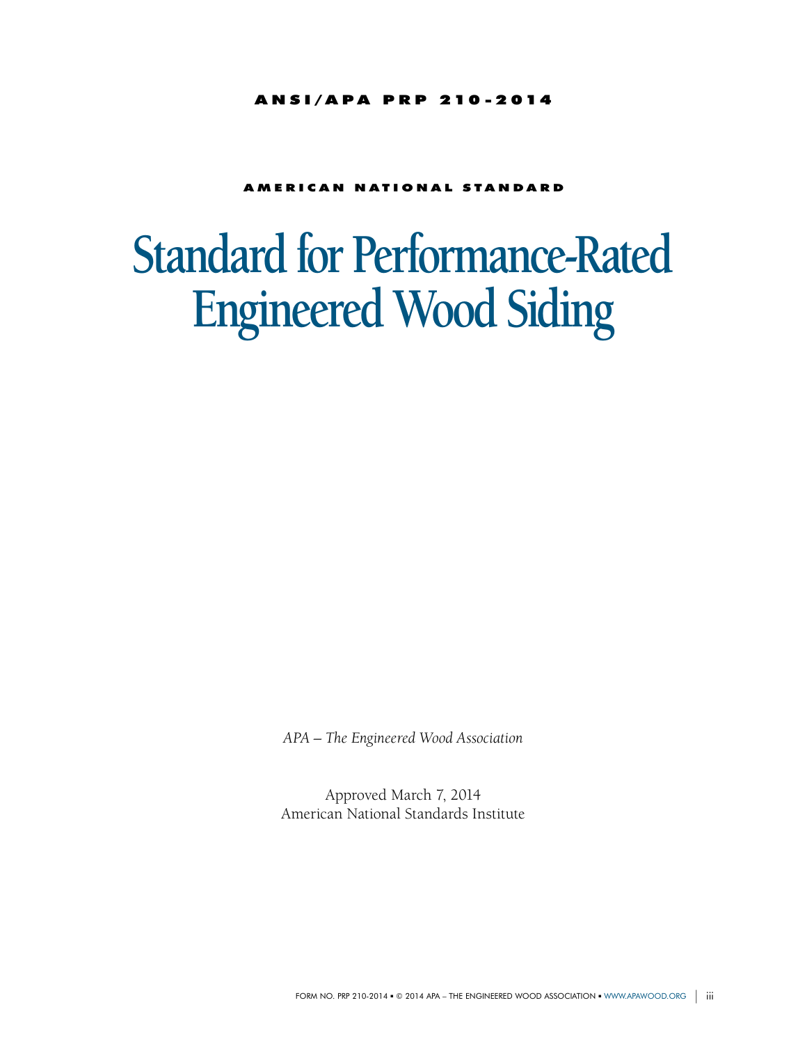**ANSI/APA PRP 210-2014**

**AMERICAN NATIONAL STANDARD**

# Standard for Performance-Rated Engineered Wood Siding

*APA – The Engineered Wood Association*

Approved March 7, 2014
American National Standards Institute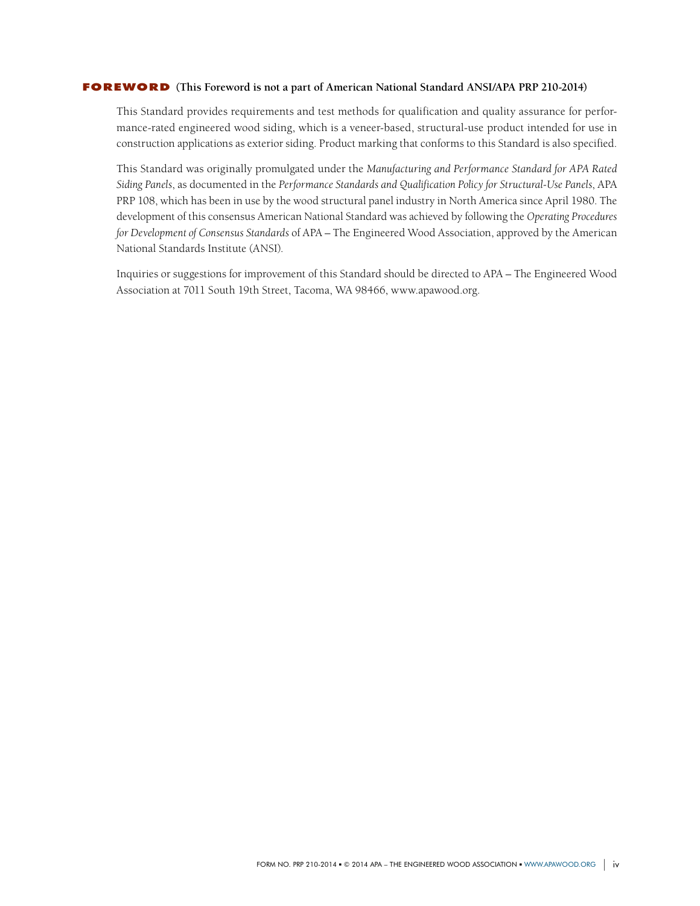## FOREWORD (This Foreword is not a part of American National Standard ANSI/APA PRP 210-2014)

This Standard provides requirements and test methods for qualification and quality assurance for performance-rated engineered wood siding, which is a veneer-based, structural-use product intended for use in construction applications as exterior siding. Product marking that conforms to this Standard is also specified.

This Standard was originally promulgated under the *Manufacturing and Performance Standard for APA Rated Siding Panels*, as documented in the *Performance Standards and Qualification Policy for Structural-Use Panels*, APA PRP 108, which has been in use by the wood structural panel industry in North America since April 1980. The development of this consensus American National Standard was achieved by following the *Operating Procedures for Development of Consensus Standards* of APA – The Engineered Wood Association, approved by the American National Standards Institute (ANSI).

Inquiries or suggestions for improvement of this Standard should be directed to APA – The Engineered Wood Association at 7011 South 19th Street, Tacoma, WA 98466, www.apawood.org.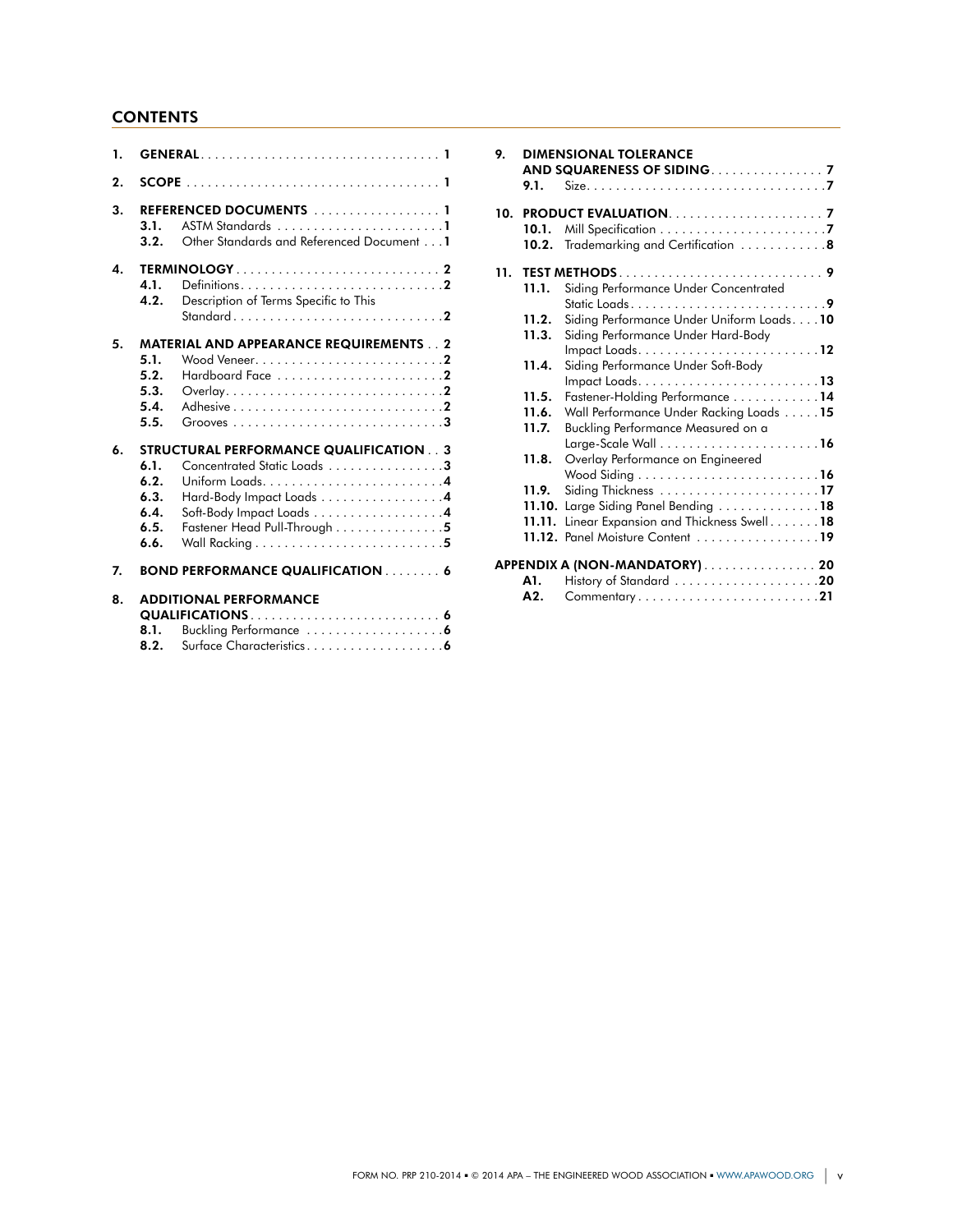## CONTENTS

**1. GENERAL** .......... 1

**2. SCOPE** .......... 1

**3. REFERENCED DOCUMENTS** .......... 1
- **3.1.** ASTM Standards .......... 1
- **3.2.** Other Standards and Referenced Document .......... 1

**4. TERMINOLOGY** .......... 2
- **4.1.** Definitions .......... 2
- **4.2.** Description of Terms Specific to This Standard .......... 2

**5. MATERIAL AND APPEARANCE REQUIREMENTS** .......... 2
- **5.1.** Wood Veneer .......... 2
- **5.2.** Hardboard Face .......... 2
- **5.3.** Overlay .......... 2
- **5.4.** Adhesive .......... 2
- **5.5.** Grooves .......... 3

**6. STRUCTURAL PERFORMANCE QUALIFICATION** .......... 3
- **6.1.** Concentrated Static Loads .......... 3
- **6.2.** Uniform Loads .......... 4
- **6.3.** Hard-Body Impact Loads .......... 4
- **6.4.** Soft-Body Impact Loads .......... 4
- **6.5.** Fastener Head Pull-Through .......... 5
- **6.6.** Wall Racking .......... 5

**7. BOND PERFORMANCE QUALIFICATION** .......... 6

**8. ADDITIONAL PERFORMANCE QUALIFICATIONS** .......... 6
- **8.1.** Buckling Performance .......... 6
- **8.2.** Surface Characteristics .......... 6

**9. DIMENSIONAL TOLERANCE AND SQUARENESS OF SIDING** .......... 7
- **9.1.** Size .......... 7

**10. PRODUCT EVALUATION** .......... 7
- **10.1.** Mill Specification .......... 7
- **10.2.** Trademarking and Certification .......... 8

**11. TEST METHODS** .......... 9
- **11.1.** Siding Performance Under Concentrated Static Loads .......... 9
- **11.2.** Siding Performance Under Uniform Loads .......... 10
- **11.3.** Siding Performance Under Hard-Body Impact Loads .......... 12
- **11.4.** Siding Performance Under Soft-Body Impact Loads .......... 13
- **11.5.** Fastener-Holding Performance .......... 14
- **11.6.** Wall Performance Under Racking Loads .......... 15
- **11.7.** Buckling Performance Measured on a Large-Scale Wall .......... 16
- **11.8.** Overlay Performance on Engineered Wood Siding .......... 16
- **11.9.** Siding Thickness .......... 17
- **11.10.** Large Siding Panel Bending .......... 18
- **11.11.** Linear Expansion and Thickness Swell .......... 18
- **11.12.** Panel Moisture Content .......... 19

**APPENDIX A (NON-MANDATORY)** .......... 20
- **A1.** History of Standard .......... 20
- **A2.** Commentary .......... 21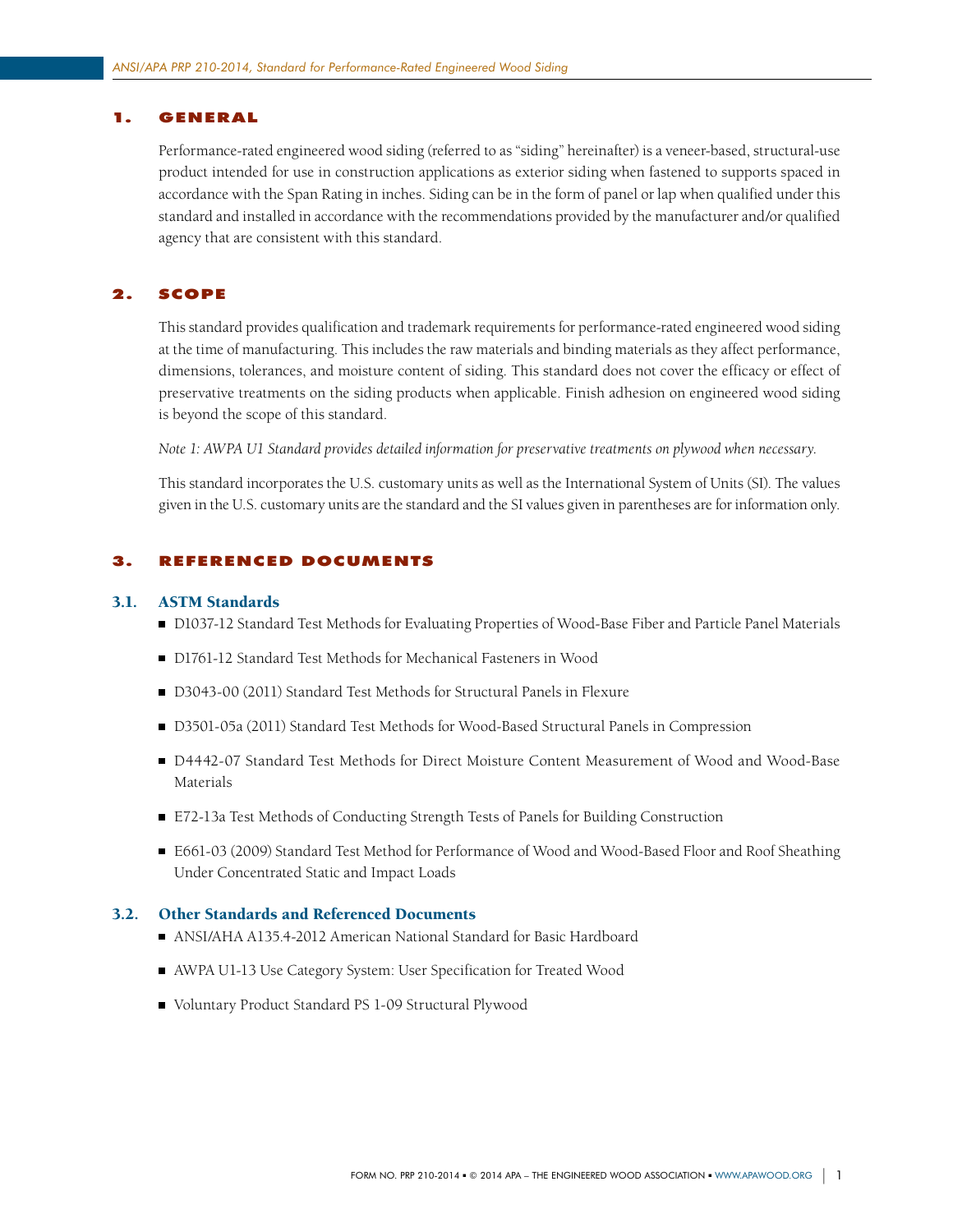## 1. GENERAL

Performance-rated engineered wood siding (referred to as "siding" hereinafter) is a veneer-based, structural-use product intended for use in construction applications as exterior siding when fastened to supports spaced in accordance with the Span Rating in inches. Siding can be in the form of panel or lap when qualified under this standard and installed in accordance with the recommendations provided by the manufacturer and/or qualified agency that are consistent with this standard.

## 2. SCOPE

This standard provides qualification and trademark requirements for performance-rated engineered wood siding at the time of manufacturing. This includes the raw materials and binding materials as they affect performance, dimensions, tolerances, and moisture content of siding. This standard does not cover the efficacy or effect of preservative treatments on the siding products when applicable. Finish adhesion on engineered wood siding is beyond the scope of this standard.

*Note 1: AWPA U1 Standard provides detailed information for preservative treatments on plywood when necessary.*

This standard incorporates the U.S. customary units as well as the International System of Units (SI). The values given in the U.S. customary units are the standard and the SI values given in parentheses are for information only.

## 3. REFERENCED DOCUMENTS

### 3.1. ASTM Standards

- D1037-12 Standard Test Methods for Evaluating Properties of Wood-Base Fiber and Particle Panel Materials
- D1761-12 Standard Test Methods for Mechanical Fasteners in Wood
- D3043-00 (2011) Standard Test Methods for Structural Panels in Flexure
- D3501-05a (2011) Standard Test Methods for Wood-Based Structural Panels in Compression
- D4442-07 Standard Test Methods for Direct Moisture Content Measurement of Wood and Wood-Base Materials
- E72-13a Test Methods of Conducting Strength Tests of Panels for Building Construction
- E661-03 (2009) Standard Test Method for Performance of Wood and Wood-Based Floor and Roof Sheathing Under Concentrated Static and Impact Loads

### 3.2. Other Standards and Referenced Documents

- ANSI/AHA A135.4-2012 American National Standard for Basic Hardboard
- AWPA U1-13 Use Category System: User Specification for Treated Wood
- Voluntary Product Standard PS 1-09 Structural Plywood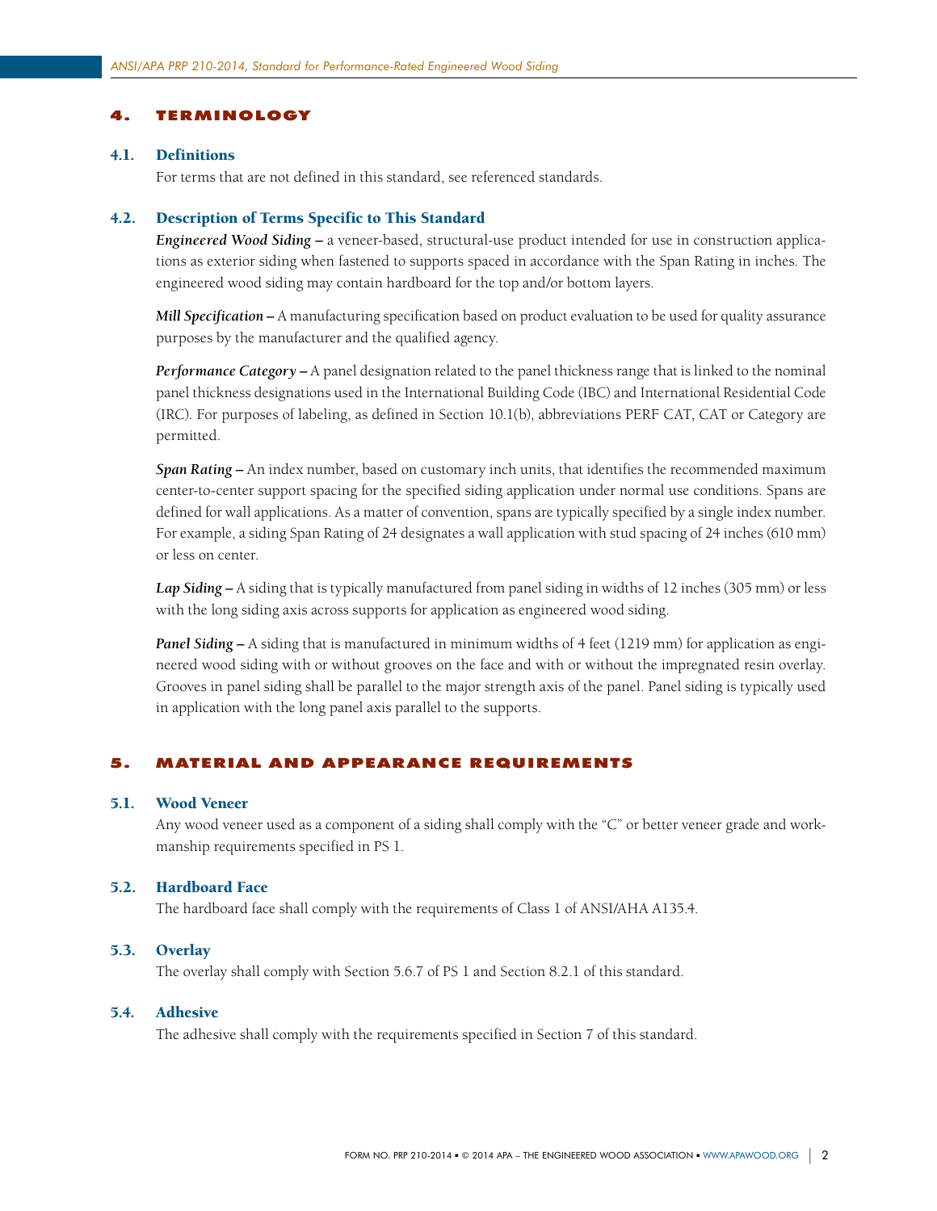## 4. TERMINOLOGY

### 4.1. Definitions

For terms that are not defined in this standard, see referenced standards.

### 4.2. Description of Terms Specific to This Standard

***Engineered Wood Siding –*** a veneer-based, structural-use product intended for use in construction applications as exterior siding when fastened to supports spaced in accordance with the Span Rating in inches. The engineered wood siding may contain hardboard for the top and/or bottom layers.

***Mill Specification –*** A manufacturing specification based on product evaluation to be used for quality assurance purposes by the manufacturer and the qualified agency.

***Performance Category –*** A panel designation related to the panel thickness range that is linked to the nominal panel thickness designations used in the International Building Code (IBC) and International Residential Code (IRC). For purposes of labeling, as defined in Section 10.1(b), abbreviations PERF CAT, CAT or Category are permitted.

***Span Rating –*** An index number, based on customary inch units, that identifies the recommended maximum center-to-center support spacing for the specified siding application under normal use conditions. Spans are defined for wall applications. As a matter of convention, spans are typically specified by a single index number. For example, a siding Span Rating of 24 designates a wall application with stud spacing of 24 inches (610 mm) or less on center.

***Lap Siding –*** A siding that is typically manufactured from panel siding in widths of 12 inches (305 mm) or less with the long siding axis across supports for application as engineered wood siding.

***Panel Siding –*** A siding that is manufactured in minimum widths of 4 feet (1219 mm) for application as engineered wood siding with or without grooves on the face and with or without the impregnated resin overlay. Grooves in panel siding shall be parallel to the major strength axis of the panel. Panel siding is typically used in application with the long panel axis parallel to the supports.

## 5. MATERIAL AND APPEARANCE REQUIREMENTS

### 5.1. Wood Veneer

Any wood veneer used as a component of a siding shall comply with the "C" or better veneer grade and workmanship requirements specified in PS 1.

### 5.2. Hardboard Face

The hardboard face shall comply with the requirements of Class 1 of ANSI/AHA A135.4.

### 5.3. Overlay

The overlay shall comply with Section 5.6.7 of PS 1 and Section 8.2.1 of this standard.

### 5.4. Adhesive

The adhesive shall comply with the requirements specified in Section 7 of this standard.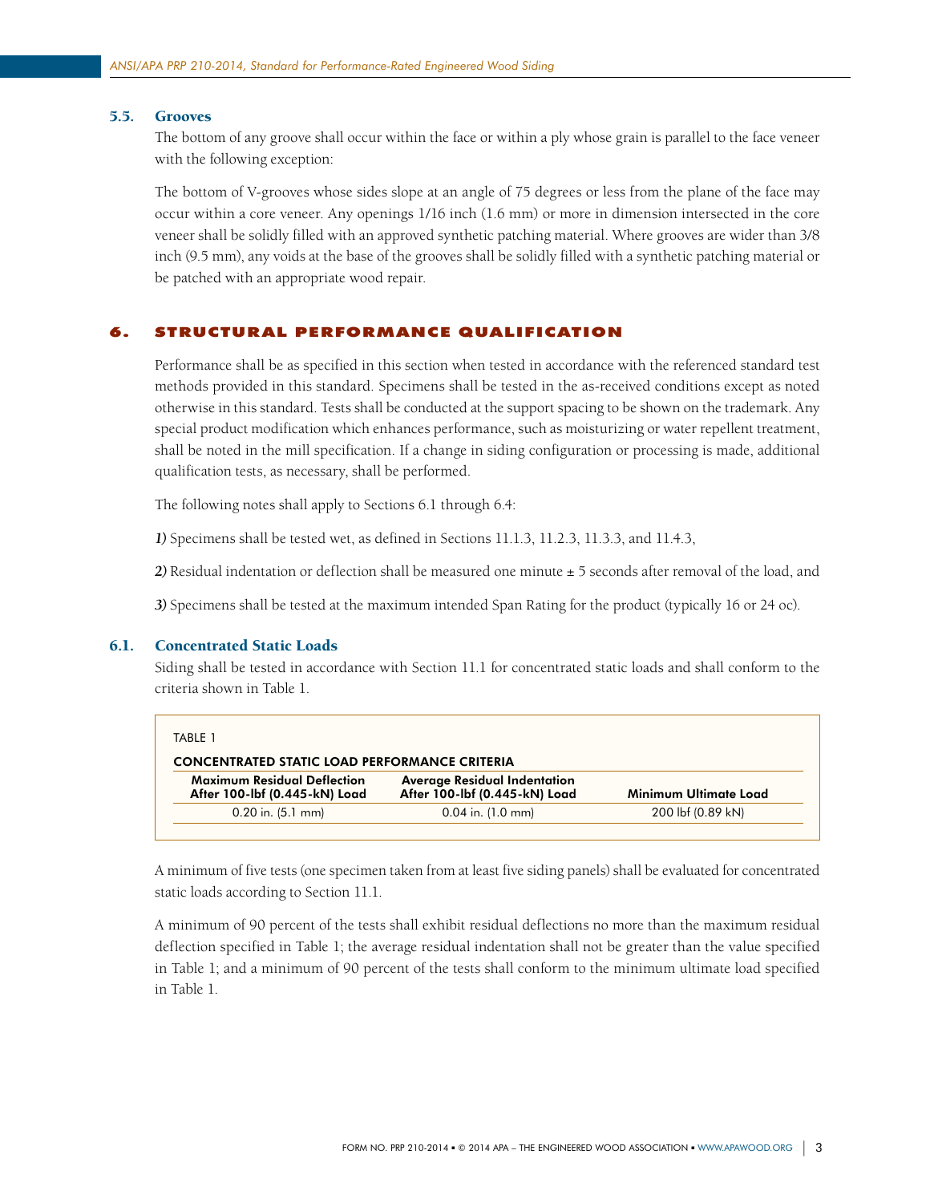### 5.5. Grooves

The bottom of any groove shall occur within the face or within a ply whose grain is parallel to the face veneer with the following exception:

The bottom of V-grooves whose sides slope at an angle of 75 degrees or less from the plane of the face may occur within a core veneer. Any openings 1/16 inch (1.6 mm) or more in dimension intersected in the core veneer shall be solidly filled with an approved synthetic patching material. Where grooves are wider than 3/8 inch (9.5 mm), any voids at the base of the grooves shall be solidly filled with a synthetic patching material or be patched with an appropriate wood repair.

## 6. STRUCTURAL PERFORMANCE QUALIFICATION

Performance shall be as specified in this section when tested in accordance with the referenced standard test methods provided in this standard. Specimens shall be tested in the as-received conditions except as noted otherwise in this standard. Tests shall be conducted at the support spacing to be shown on the trademark. Any special product modification which enhances performance, such as moisturizing or water repellent treatment, shall be noted in the mill specification. If a change in siding configuration or processing is made, additional qualification tests, as necessary, shall be performed.

The following notes shall apply to Sections 6.1 through 6.4:

*1)* Specimens shall be tested wet, as defined in Sections 11.1.3, 11.2.3, 11.3.3, and 11.4.3,

*2)* Residual indentation or deflection shall be measured one minute ± 5 seconds after removal of the load, and

*3)* Specimens shall be tested at the maximum intended Span Rating for the product (typically 16 or 24 oc).

### 6.1. Concentrated Static Loads

Siding shall be tested in accordance with Section 11.1 for concentrated static loads and shall conform to the criteria shown in Table 1.

TABLE 1

**CONCENTRATED STATIC LOAD PERFORMANCE CRITERIA**

| Maximum Residual Deflection After 100-lbf (0.445-kN) Load | Average Residual Indentation After 100-lbf (0.445-kN) Load | Minimum Ultimate Load |
|---|---|---|
| 0.20 in. (5.1 mm) | 0.04 in. (1.0 mm) | 200 lbf (0.89 kN) |

A minimum of five tests (one specimen taken from at least five siding panels) shall be evaluated for concentrated static loads according to Section 11.1.

A minimum of 90 percent of the tests shall exhibit residual deflections no more than the maximum residual deflection specified in Table 1; the average residual indentation shall not be greater than the value specified in Table 1; and a minimum of 90 percent of the tests shall conform to the minimum ultimate load specified in Table 1.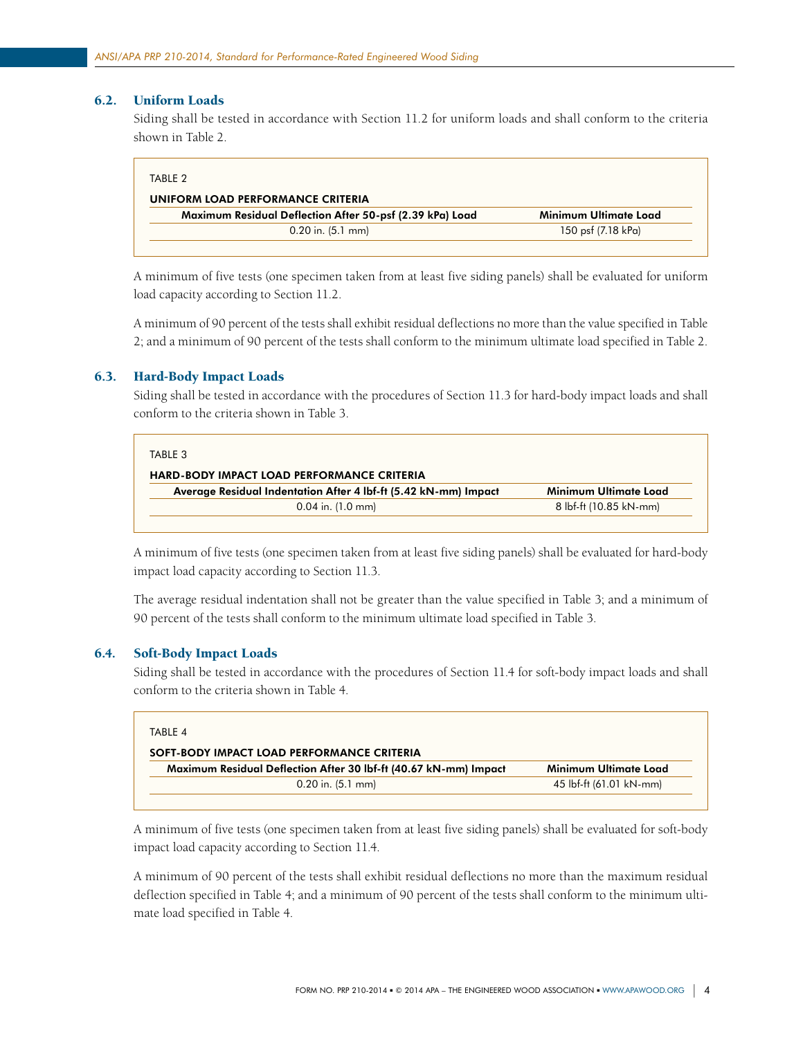### 6.2. Uniform Loads

Siding shall be tested in accordance with Section 11.2 for uniform loads and shall conform to the criteria shown in Table 2.

TABLE 2

**UNIFORM LOAD PERFORMANCE CRITERIA**

| Maximum Residual Deflection After 50-psf (2.39 kPa) Load | Minimum Ultimate Load |
|---|---|
| 0.20 in. (5.1 mm) | 150 psf (7.18 kPa) |

A minimum of five tests (one specimen taken from at least five siding panels) shall be evaluated for uniform load capacity according to Section 11.2.

A minimum of 90 percent of the tests shall exhibit residual deflections no more than the value specified in Table 2; and a minimum of 90 percent of the tests shall conform to the minimum ultimate load specified in Table 2.

### 6.3. Hard-Body Impact Loads

Siding shall be tested in accordance with the procedures of Section 11.3 for hard-body impact loads and shall conform to the criteria shown in Table 3.

TABLE 3

**HARD-BODY IMPACT LOAD PERFORMANCE CRITERIA**

| Average Residual Indentation After 4 lbf-ft (5.42 kN-mm) Impact | Minimum Ultimate Load |
|---|---|
| 0.04 in. (1.0 mm) | 8 lbf-ft (10.85 kN-mm) |

A minimum of five tests (one specimen taken from at least five siding panels) shall be evaluated for hard-body impact load capacity according to Section 11.3.

The average residual indentation shall not be greater than the value specified in Table 3; and a minimum of 90 percent of the tests shall conform to the minimum ultimate load specified in Table 3.

### 6.4. Soft-Body Impact Loads

Siding shall be tested in accordance with the procedures of Section 11.4 for soft-body impact loads and shall conform to the criteria shown in Table 4.

TABLE 4

**SOFT-BODY IMPACT LOAD PERFORMANCE CRITERIA**

| Maximum Residual Deflection After 30 lbf-ft (40.67 kN-mm) Impact | Minimum Ultimate Load |
|---|---|
| 0.20 in. (5.1 mm) | 45 lbf-ft (61.01 kN-mm) |

A minimum of five tests (one specimen taken from at least five siding panels) shall be evaluated for soft-body impact load capacity according to Section 11.4.

A minimum of 90 percent of the tests shall exhibit residual deflections no more than the maximum residual deflection specified in Table 4; and a minimum of 90 percent of the tests shall conform to the minimum ultimate load specified in Table 4.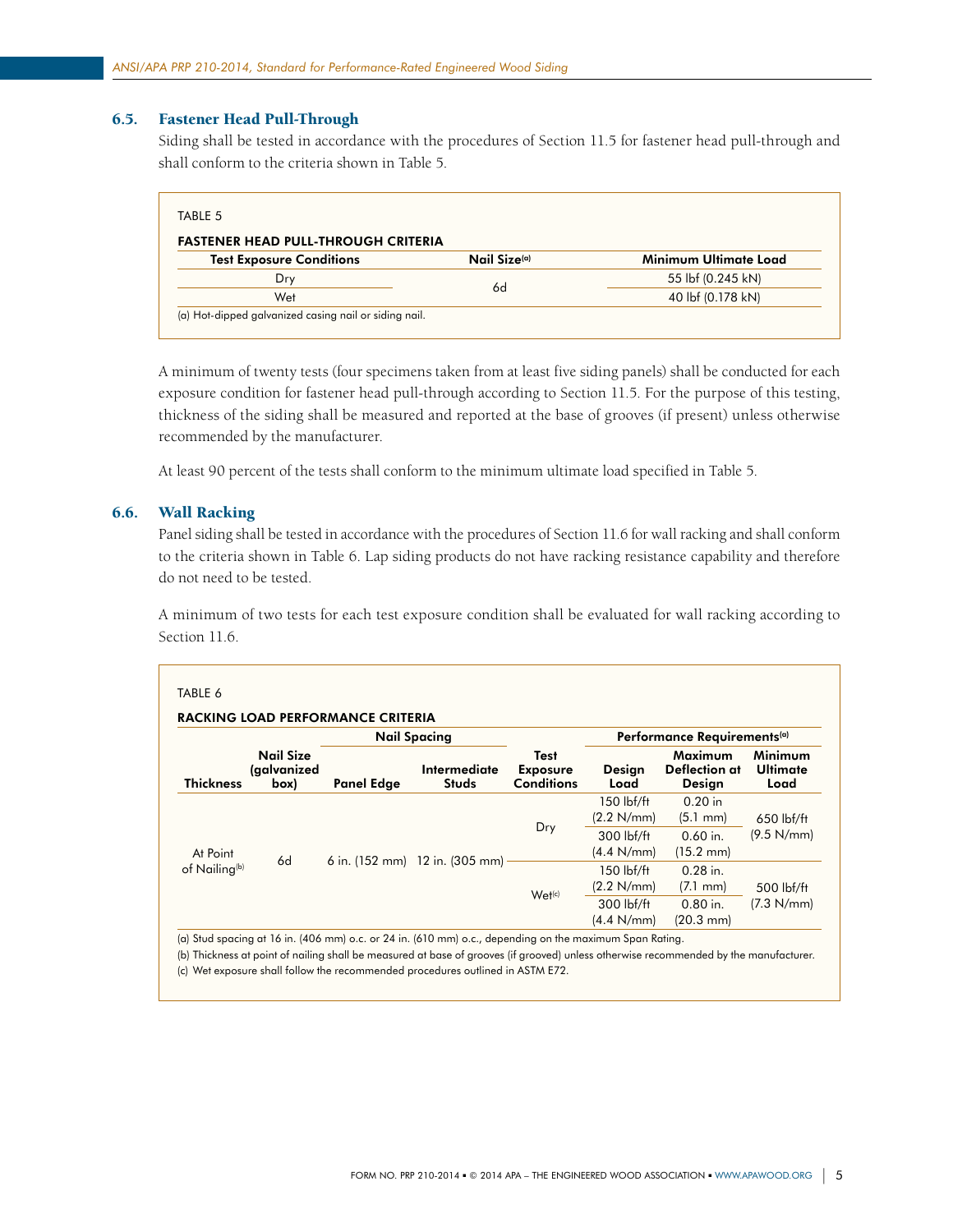## 6.5. Fastener Head Pull-Through

Siding shall be tested in accordance with the procedures of Section 11.5 for fastener head pull-through and shall conform to the criteria shown in Table 5.

TABLE 5

**FASTENER HEAD PULL-THROUGH CRITERIA**

| Test Exposure Conditions | Nail Size[a] | Minimum Ultimate Load |
|---|---|---|
| Dry | 6d | 55 lbf (0.245 kN) |
| Wet | | 40 lbf (0.178 kN) |

(a) Hot-dipped galvanized casing nail or siding nail.

A minimum of twenty tests (four specimens taken from at least five siding panels) shall be conducted for each exposure condition for fastener head pull-through according to Section 11.5. For the purpose of this testing, thickness of the siding shall be measured and reported at the base of grooves (if present) unless otherwise recommended by the manufacturer.

At least 90 percent of the tests shall conform to the minimum ultimate load specified in Table 5.

## 6.6. Wall Racking

Panel siding shall be tested in accordance with the procedures of Section 11.6 for wall racking and shall conform to the criteria shown in Table 6. Lap siding products do not have racking resistance capability and therefore do not need to be tested.

A minimum of two tests for each test exposure condition shall be evaluated for wall racking according to Section 11.6.

TABLE 6

**RACKING LOAD PERFORMANCE CRITERIA**

| Thickness | Nail Size (galvanized box) | Nail Spacing | | Test Exposure Conditions | Performance Requirements[a] | | |
|---|---|---|---|---|---|---|---|
| | | Panel Edge | Intermediate Studs | | Design Load | Maximum Deflection at Design | Minimum Ultimate Load |
| At Point of Nailing[b] | 6d | 6 in. (152 mm) | 12 in. (305 mm) | Dry | 150 lbf/ft (2.2 N/mm) | 0.20 in (5.1 mm) | 650 lbf/ft (9.5 N/mm) |
| | | | | | 300 lbf/ft (4.4 N/mm) | 0.60 in. (15.2 mm) | |
| | | | | Wet[c] | 150 lbf/ft (2.2 N/mm) | 0.28 in. (7.1 mm) | 500 lbf/ft (7.3 N/mm) |
| | | | | | 300 lbf/ft (4.4 N/mm) | 0.80 in. (20.3 mm) | |

(a) Stud spacing at 16 in. (406 mm) o.c. or 24 in. (610 mm) o.c., depending on the maximum Span Rating.

(b) Thickness at point of nailing shall be measured at base of grooves (if grooved) unless otherwise recommended by the manufacturer.

(c) Wet exposure shall follow the recommended procedures outlined in ASTM E72.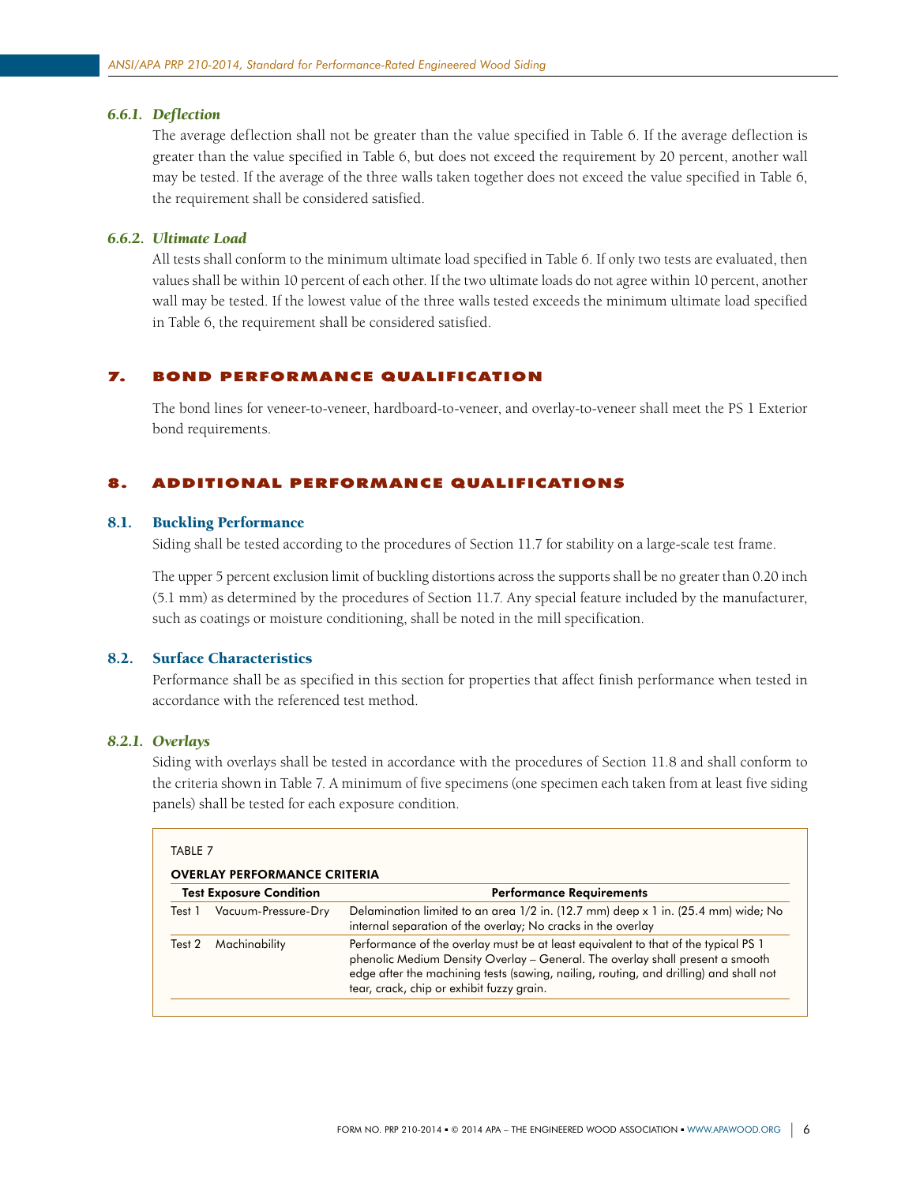#### 6.6.1. *Deflection*

The average deflection shall not be greater than the value specified in Table 6. If the average deflection is greater than the value specified in Table 6, but does not exceed the requirement by 20 percent, another wall may be tested. If the average of the three walls taken together does not exceed the value specified in Table 6, the requirement shall be considered satisfied.

#### 6.6.2. *Ultimate Load*

All tests shall conform to the minimum ultimate load specified in Table 6. If only two tests are evaluated, then values shall be within 10 percent of each other. If the two ultimate loads do not agree within 10 percent, another wall may be tested. If the lowest value of the three walls tested exceeds the minimum ultimate load specified in Table 6, the requirement shall be considered satisfied.

## 7. BOND PERFORMANCE QUALIFICATION

The bond lines for veneer-to-veneer, hardboard-to-veneer, and overlay-to-veneer shall meet the PS 1 Exterior bond requirements.

## 8. ADDITIONAL PERFORMANCE QUALIFICATIONS

### 8.1. Buckling Performance

Siding shall be tested according to the procedures of Section 11.7 for stability on a large-scale test frame.

The upper 5 percent exclusion limit of buckling distortions across the supports shall be no greater than 0.20 inch (5.1 mm) as determined by the procedures of Section 11.7. Any special feature included by the manufacturer, such as coatings or moisture conditioning, shall be noted in the mill specification.

### 8.2. Surface Characteristics

Performance shall be as specified in this section for properties that affect finish performance when tested in accordance with the referenced test method.

#### 8.2.1. *Overlays*

Siding with overlays shall be tested in accordance with the procedures of Section 11.8 and shall conform to the criteria shown in Table 7. A minimum of five specimens (one specimen each taken from at least five siding panels) shall be tested for each exposure condition.

TABLE 7

**OVERLAY PERFORMANCE CRITERIA**

| Test Exposure Condition | | Performance Requirements |
|---|---|---|
| Test 1 | Vacuum-Pressure-Dry | Delamination limited to an area 1/2 in. (12.7 mm) deep x 1 in. (25.4 mm) wide; No internal separation of the overlay; No cracks in the overlay |
| Test 2 | Machinability | Performance of the overlay must be at least equivalent to that of the typical PS 1 phenolic Medium Density Overlay – General. The overlay shall present a smooth edge after the machining tests (sawing, nailing, routing, and drilling) and shall not tear, crack, chip or exhibit fuzzy grain. |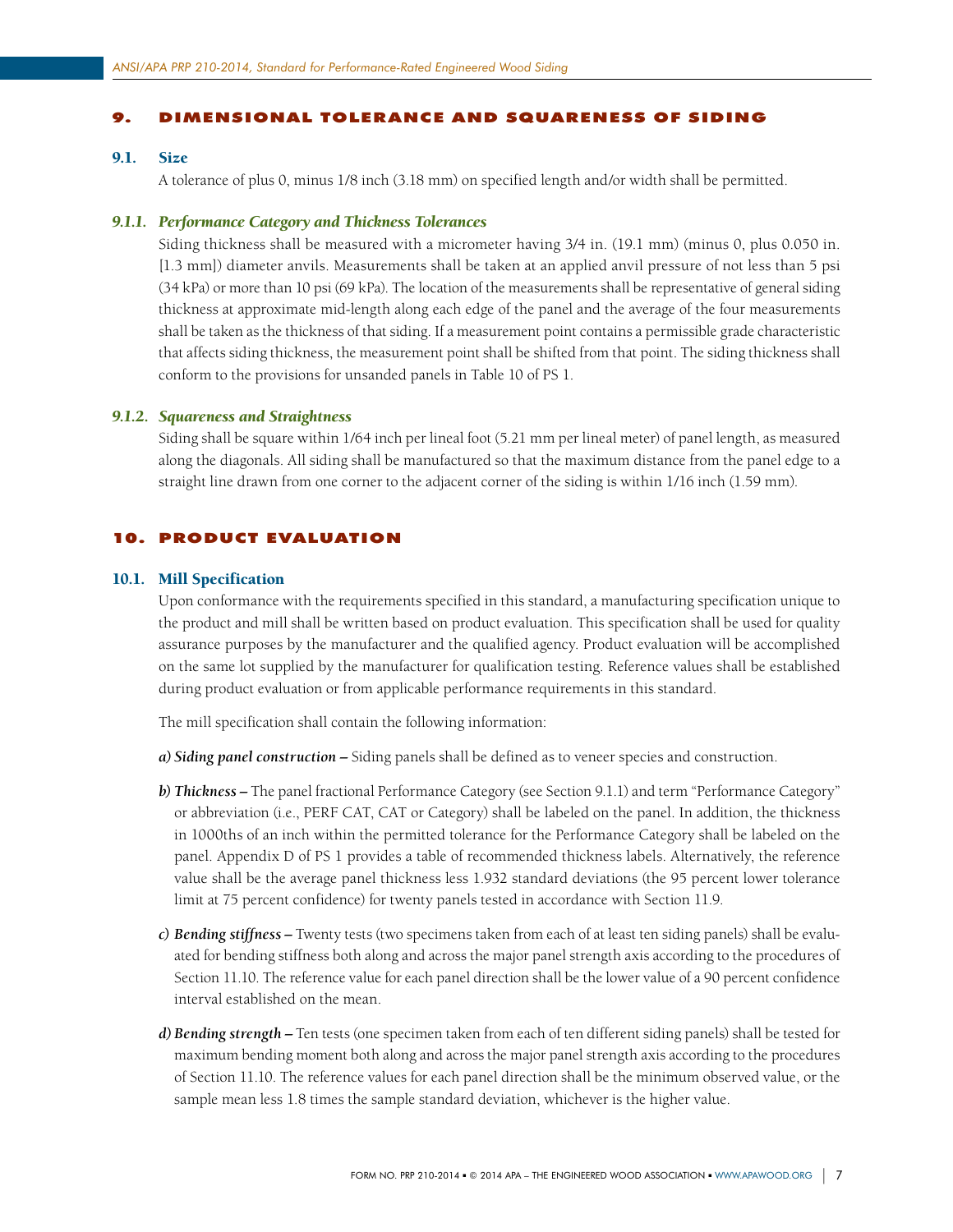## 9. DIMENSIONAL TOLERANCE AND SQUARENESS OF SIDING

### 9.1. Size

A tolerance of plus 0, minus 1/8 inch (3.18 mm) on specified length and/or width shall be permitted.

#### *9.1.1. Performance Category and Thickness Tolerances*

Siding thickness shall be measured with a micrometer having 3/4 in. (19.1 mm) (minus 0, plus 0.050 in. [1.3 mm]) diameter anvils. Measurements shall be taken at an applied anvil pressure of not less than 5 psi (34 kPa) or more than 10 psi (69 kPa). The location of the measurements shall be representative of general siding thickness at approximate mid-length along each edge of the panel and the average of the four measurements shall be taken as the thickness of that siding. If a measurement point contains a permissible grade characteristic that affects siding thickness, the measurement point shall be shifted from that point. The siding thickness shall conform to the provisions for unsanded panels in Table 10 of PS 1.

#### *9.1.2. Squareness and Straightness*

Siding shall be square within 1/64 inch per lineal foot (5.21 mm per lineal meter) of panel length, as measured along the diagonals. All siding shall be manufactured so that the maximum distance from the panel edge to a straight line drawn from one corner to the adjacent corner of the siding is within 1/16 inch (1.59 mm).

## 10. PRODUCT EVALUATION

### 10.1. Mill Specification

Upon conformance with the requirements specified in this standard, a manufacturing specification unique to the product and mill shall be written based on product evaluation. This specification shall be used for quality assurance purposes by the manufacturer and the qualified agency. Product evaluation will be accomplished on the same lot supplied by the manufacturer for qualification testing. Reference values shall be established during product evaluation or from applicable performance requirements in this standard.

The mill specification shall contain the following information:

***a) Siding panel construction –*** Siding panels shall be defined as to veneer species and construction.

***b) Thickness –*** The panel fractional Performance Category (see Section 9.1.1) and term "Performance Category" or abbreviation (i.e., PERF CAT, CAT or Category) shall be labeled on the panel. In addition, the thickness in 1000ths of an inch within the permitted tolerance for the Performance Category shall be labeled on the panel. Appendix D of PS 1 provides a table of recommended thickness labels. Alternatively, the reference value shall be the average panel thickness less 1.932 standard deviations (the 95 percent lower tolerance limit at 75 percent confidence) for twenty panels tested in accordance with Section 11.9.

***c) Bending stiffness –*** Twenty tests (two specimens taken from each of at least ten siding panels) shall be evaluated for bending stiffness both along and across the major panel strength axis according to the procedures of Section 11.10. The reference value for each panel direction shall be the lower value of a 90 percent confidence interval established on the mean.

***d) Bending strength –*** Ten tests (one specimen taken from each of ten different siding panels) shall be tested for maximum bending moment both along and across the major panel strength axis according to the procedures of Section 11.10. The reference values for each panel direction shall be the minimum observed value, or the sample mean less 1.8 times the sample standard deviation, whichever is the higher value.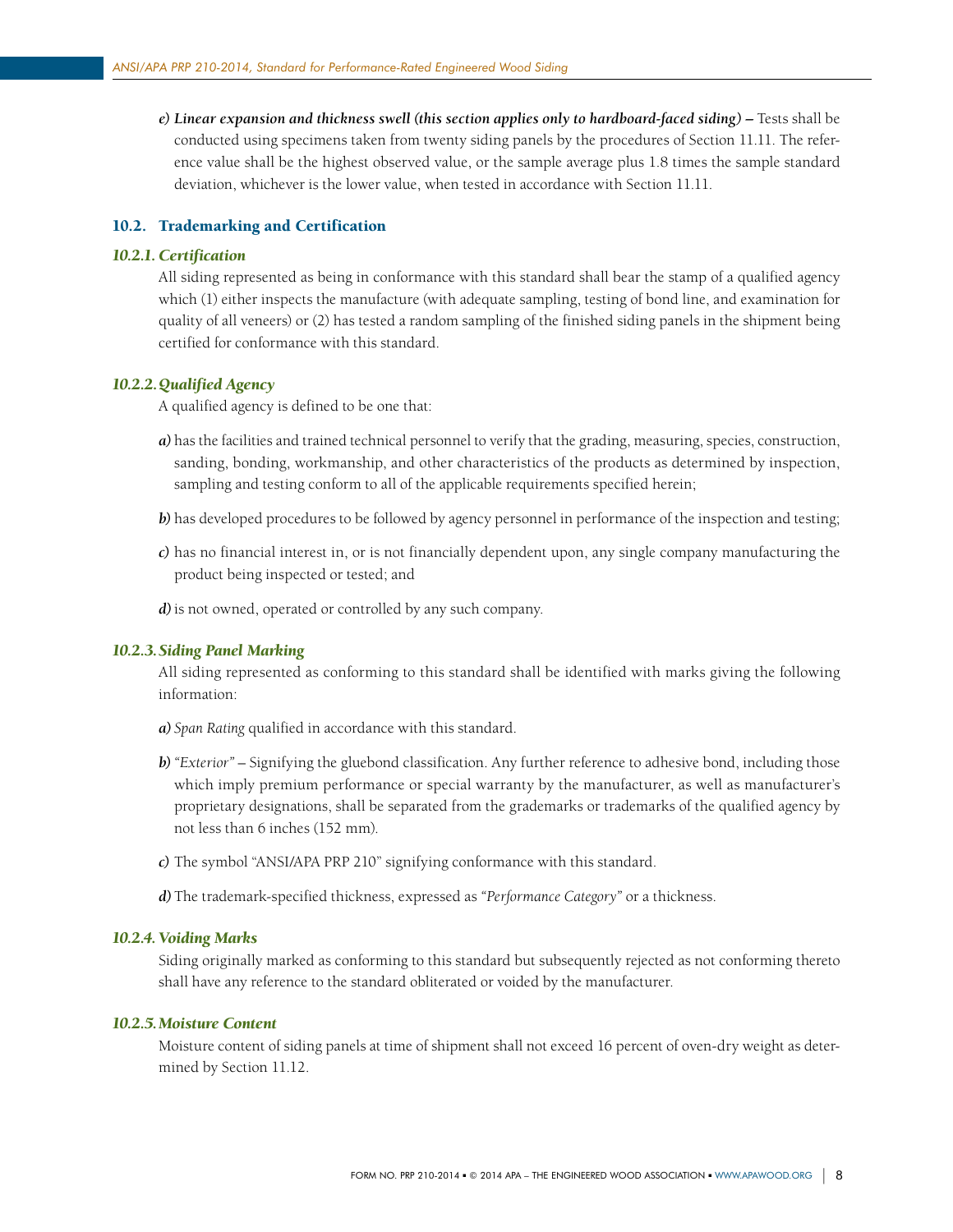*e) **Linear expansion and thickness swell (this section applies only to hardboard-faced siding)** –* Tests shall be conducted using specimens taken from twenty siding panels by the procedures of Section 11.11. The reference value shall be the highest observed value, or the sample average plus 1.8 times the sample standard deviation, whichever is the lower value, when tested in accordance with Section 11.11.

## 10.2. Trademarking and Certification

### *10.2.1. Certification*

All siding represented as being in conformance with this standard shall bear the stamp of a qualified agency which (1) either inspects the manufacture (with adequate sampling, testing of bond line, and examination for quality of all veneers) or (2) has tested a random sampling of the finished siding panels in the shipment being certified for conformance with this standard.

### *10.2.2. Qualified Agency*

A qualified agency is defined to be one that:

***a)*** has the facilities and trained technical personnel to verify that the grading, measuring, species, construction, sanding, bonding, workmanship, and other characteristics of the products as determined by inspection, sampling and testing conform to all of the applicable requirements specified herein;

***b)*** has developed procedures to be followed by agency personnel in performance of the inspection and testing;

***c)*** has no financial interest in, or is not financially dependent upon, any single company manufacturing the product being inspected or tested; and

***d)*** is not owned, operated or controlled by any such company.

### *10.2.3. Siding Panel Marking*

All siding represented as conforming to this standard shall be identified with marks giving the following information:

***a)*** *Span Rating* qualified in accordance with this standard.

***b)*** *"Exterior"* – Signifying the gluebond classification. Any further reference to adhesive bond, including those which imply premium performance or special warranty by the manufacturer, as well as manufacturer's proprietary designations, shall be separated from the grademarks or trademarks of the qualified agency by not less than 6 inches (152 mm).

***c)*** The symbol "ANSI/APA PRP 210" signifying conformance with this standard.

***d)*** The trademark-specified thickness, expressed as *"Performance Category"* or a thickness.

### *10.2.4. Voiding Marks*

Siding originally marked as conforming to this standard but subsequently rejected as not conforming thereto shall have any reference to the standard obliterated or voided by the manufacturer.

### *10.2.5. Moisture Content*

Moisture content of siding panels at time of shipment shall not exceed 16 percent of oven-dry weight as determined by Section 11.12.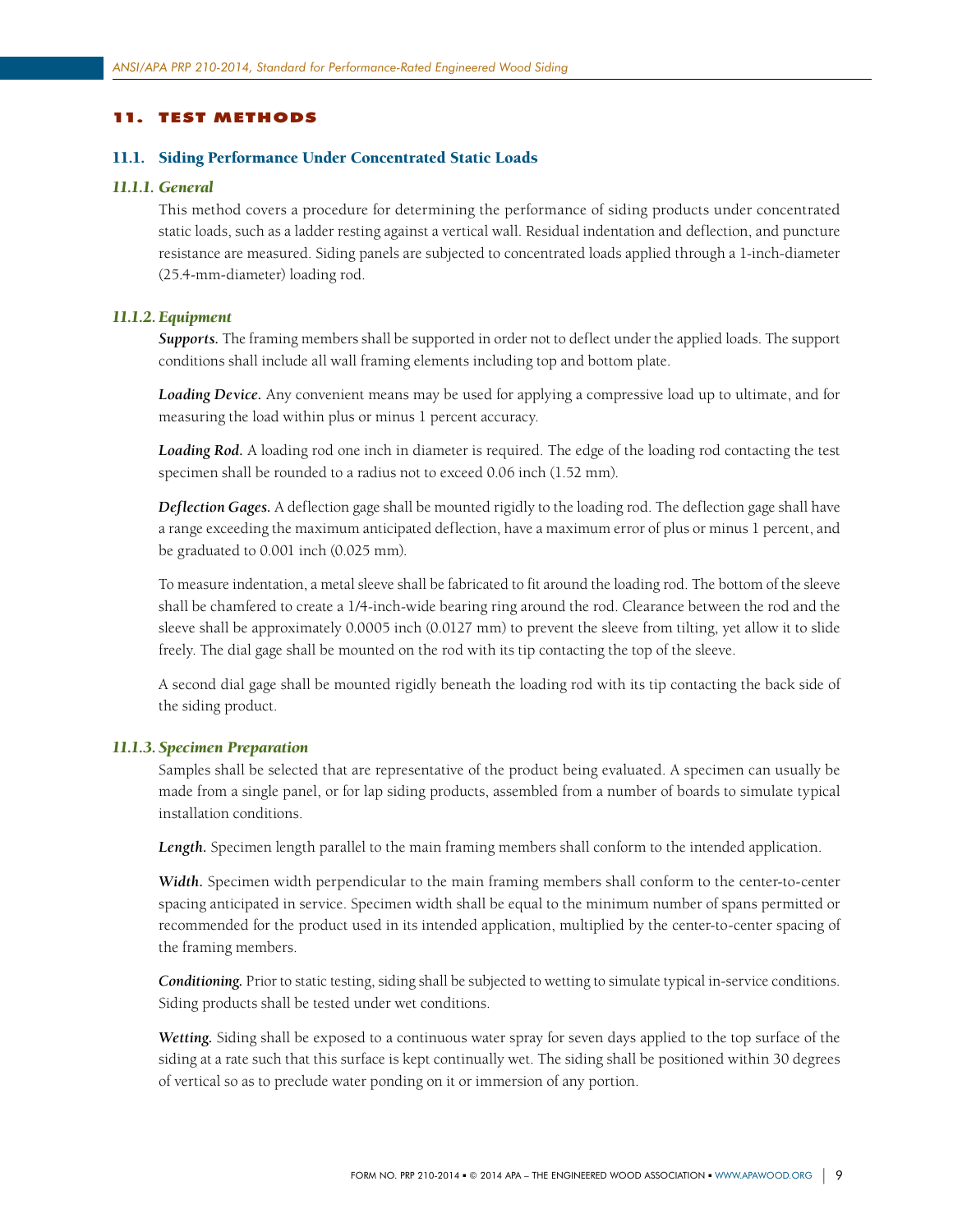## 11. TEST METHODS

### 11.1. Siding Performance Under Concentrated Static Loads

#### *11.1.1. General*

This method covers a procedure for determining the performance of siding products under concentrated static loads, such as a ladder resting against a vertical wall. Residual indentation and deflection, and puncture resistance are measured. Siding panels are subjected to concentrated loads applied through a 1-inch-diameter (25.4-mm-diameter) loading rod.

#### *11.1.2. Equipment*

***Supports.*** The framing members shall be supported in order not to deflect under the applied loads. The support conditions shall include all wall framing elements including top and bottom plate.

***Loading Device.*** Any convenient means may be used for applying a compressive load up to ultimate, and for measuring the load within plus or minus 1 percent accuracy.

***Loading Rod.*** A loading rod one inch in diameter is required. The edge of the loading rod contacting the test specimen shall be rounded to a radius not to exceed 0.06 inch (1.52 mm).

***Deflection Gages.*** A deflection gage shall be mounted rigidly to the loading rod. The deflection gage shall have a range exceeding the maximum anticipated deflection, have a maximum error of plus or minus 1 percent, and be graduated to 0.001 inch (0.025 mm).

To measure indentation, a metal sleeve shall be fabricated to fit around the loading rod. The bottom of the sleeve shall be chamfered to create a 1/4-inch-wide bearing ring around the rod. Clearance between the rod and the sleeve shall be approximately 0.0005 inch (0.0127 mm) to prevent the sleeve from tilting, yet allow it to slide freely. The dial gage shall be mounted on the rod with its tip contacting the top of the sleeve.

A second dial gage shall be mounted rigidly beneath the loading rod with its tip contacting the back side of the siding product.

#### *11.1.3. Specimen Preparation*

Samples shall be selected that are representative of the product being evaluated. A specimen can usually be made from a single panel, or for lap siding products, assembled from a number of boards to simulate typical installation conditions.

***Length.*** Specimen length parallel to the main framing members shall conform to the intended application.

***Width.*** Specimen width perpendicular to the main framing members shall conform to the center-to-center spacing anticipated in service. Specimen width shall be equal to the minimum number of spans permitted or recommended for the product used in its intended application, multiplied by the center-to-center spacing of the framing members.

***Conditioning.*** Prior to static testing, siding shall be subjected to wetting to simulate typical in-service conditions. Siding products shall be tested under wet conditions.

***Wetting.*** Siding shall be exposed to a continuous water spray for seven days applied to the top surface of the siding at a rate such that this surface is kept continually wet. The siding shall be positioned within 30 degrees of vertical so as to preclude water ponding on it or immersion of any portion.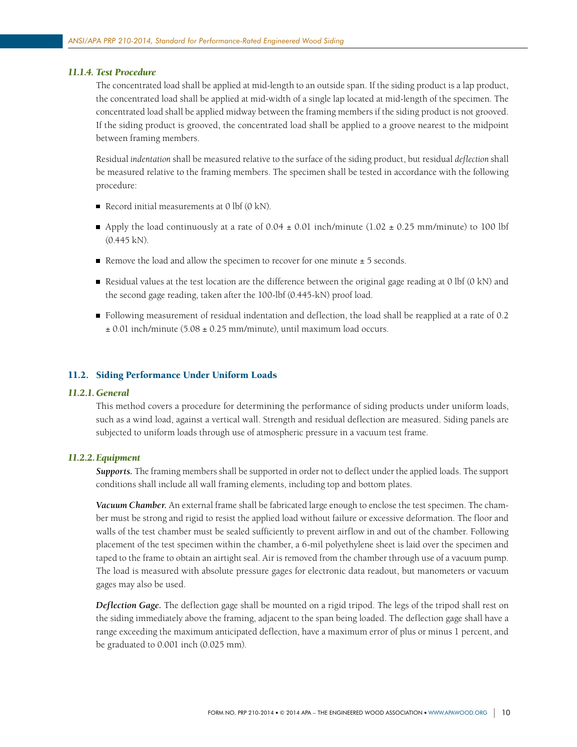#### *11.1.4. Test Procedure*

The concentrated load shall be applied at mid-length to an outside span. If the siding product is a lap product, the concentrated load shall be applied at mid-width of a single lap located at mid-length of the specimen. The concentrated load shall be applied midway between the framing members if the siding product is not grooved. If the siding product is grooved, the concentrated load shall be applied to a groove nearest to the midpoint between framing members.

Residual *indentation* shall be measured relative to the surface of the siding product, but residual *deflection* shall be measured relative to the framing members. The specimen shall be tested in accordance with the following procedure:

- Record initial measurements at 0 lbf (0 kN).
- Apply the load continuously at a rate of 0.04 ± 0.01 inch/minute (1.02 ± 0.25 mm/minute) to 100 lbf (0.445 kN).
- Remove the load and allow the specimen to recover for one minute ± 5 seconds.
- Residual values at the test location are the difference between the original gage reading at 0 lbf (0 kN) and the second gage reading, taken after the 100-lbf (0.445-kN) proof load.
- Following measurement of residual indentation and deflection, the load shall be reapplied at a rate of 0.2 ± 0.01 inch/minute (5.08 ± 0.25 mm/minute), until maximum load occurs.

### 11.2. Siding Performance Under Uniform Loads

#### *11.2.1. General*

This method covers a procedure for determining the performance of siding products under uniform loads, such as a wind load, against a vertical wall. Strength and residual deflection are measured. Siding panels are subjected to uniform loads through use of atmospheric pressure in a vacuum test frame.

#### *11.2.2. Equipment*

***Supports.*** The framing members shall be supported in order not to deflect under the applied loads. The support conditions shall include all wall framing elements, including top and bottom plates.

***Vacuum Chamber.*** An external frame shall be fabricated large enough to enclose the test specimen. The chamber must be strong and rigid to resist the applied load without failure or excessive deformation. The floor and walls of the test chamber must be sealed sufficiently to prevent airflow in and out of the chamber. Following placement of the test specimen within the chamber, a 6-mil polyethylene sheet is laid over the specimen and taped to the frame to obtain an airtight seal. Air is removed from the chamber through use of a vacuum pump. The load is measured with absolute pressure gages for electronic data readout, but manometers or vacuum gages may also be used.

***Deflection Gage.*** The deflection gage shall be mounted on a rigid tripod. The legs of the tripod shall rest on the siding immediately above the framing, adjacent to the span being loaded. The deflection gage shall have a range exceeding the maximum anticipated deflection, have a maximum error of plus or minus 1 percent, and be graduated to 0.001 inch (0.025 mm).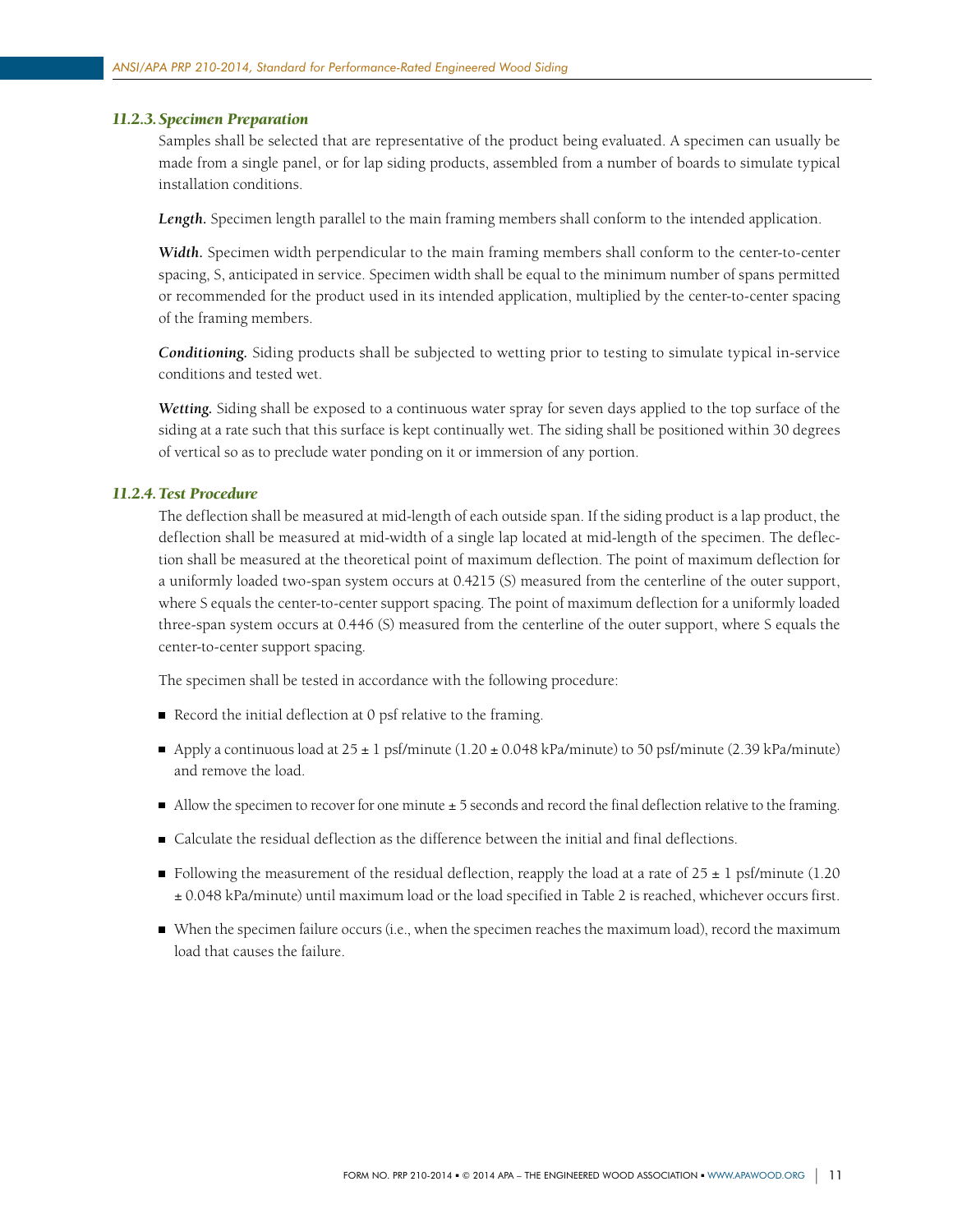### *11.2.3. Specimen Preparation*

Samples shall be selected that are representative of the product being evaluated. A specimen can usually be made from a single panel, or for lap siding products, assembled from a number of boards to simulate typical installation conditions.

***Length.*** Specimen length parallel to the main framing members shall conform to the intended application.

***Width.*** Specimen width perpendicular to the main framing members shall conform to the center-to-center spacing, S, anticipated in service. Specimen width shall be equal to the minimum number of spans permitted or recommended for the product used in its intended application, multiplied by the center-to-center spacing of the framing members.

***Conditioning.*** Siding products shall be subjected to wetting prior to testing to simulate typical in-service conditions and tested wet.

***Wetting.*** Siding shall be exposed to a continuous water spray for seven days applied to the top surface of the siding at a rate such that this surface is kept continually wet. The siding shall be positioned within 30 degrees of vertical so as to preclude water ponding on it or immersion of any portion.

### *11.2.4. Test Procedure*

The deflection shall be measured at mid-length of each outside span. If the siding product is a lap product, the deflection shall be measured at mid-width of a single lap located at mid-length of the specimen. The deflection shall be measured at the theoretical point of maximum deflection. The point of maximum deflection for a uniformly loaded two-span system occurs at 0.4215 (S) measured from the centerline of the outer support, where S equals the center-to-center support spacing. The point of maximum deflection for a uniformly loaded three-span system occurs at 0.446 (S) measured from the centerline of the outer support, where S equals the center-to-center support spacing.

The specimen shall be tested in accordance with the following procedure:

- Record the initial deflection at 0 psf relative to the framing.
- Apply a continuous load at 25 ± 1 psf/minute (1.20 ± 0.048 kPa/minute) to 50 psf/minute (2.39 kPa/minute) and remove the load.
- Allow the specimen to recover for one minute ± 5 seconds and record the final deflection relative to the framing.
- Calculate the residual deflection as the difference between the initial and final deflections.
- Following the measurement of the residual deflection, reapply the load at a rate of 25 ± 1 psf/minute (1.20 ± 0.048 kPa/minute) until maximum load or the load specified in Table 2 is reached, whichever occurs first.
- When the specimen failure occurs (i.e., when the specimen reaches the maximum load), record the maximum load that causes the failure.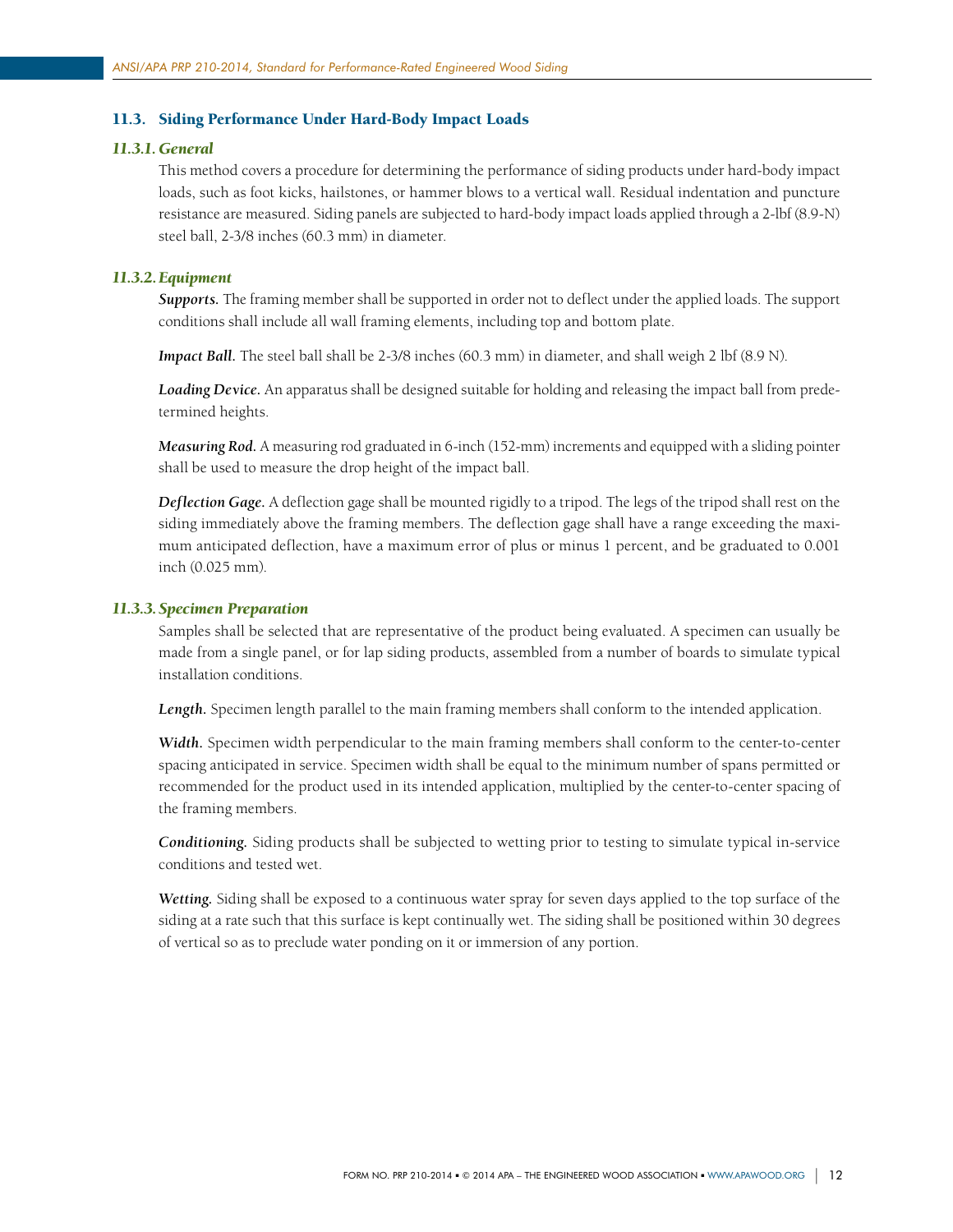## 11.3. Siding Performance Under Hard-Body Impact Loads

### *11.3.1. General*

This method covers a procedure for determining the performance of siding products under hard-body impact loads, such as foot kicks, hailstones, or hammer blows to a vertical wall. Residual indentation and puncture resistance are measured. Siding panels are subjected to hard-body impact loads applied through a 2-lbf (8.9-N) steel ball, 2-3/8 inches (60.3 mm) in diameter.

### *11.3.2. Equipment*

***Supports.*** The framing member shall be supported in order not to deflect under the applied loads. The support conditions shall include all wall framing elements, including top and bottom plate.

***Impact Ball.*** The steel ball shall be 2-3/8 inches (60.3 mm) in diameter, and shall weigh 2 lbf (8.9 N).

***Loading Device.*** An apparatus shall be designed suitable for holding and releasing the impact ball from predetermined heights.

***Measuring Rod.*** A measuring rod graduated in 6-inch (152-mm) increments and equipped with a sliding pointer shall be used to measure the drop height of the impact ball.

***Deflection Gage.*** A deflection gage shall be mounted rigidly to a tripod. The legs of the tripod shall rest on the siding immediately above the framing members. The deflection gage shall have a range exceeding the maximum anticipated deflection, have a maximum error of plus or minus 1 percent, and be graduated to 0.001 inch (0.025 mm).

### *11.3.3. Specimen Preparation*

Samples shall be selected that are representative of the product being evaluated. A specimen can usually be made from a single panel, or for lap siding products, assembled from a number of boards to simulate typical installation conditions.

***Length.*** Specimen length parallel to the main framing members shall conform to the intended application.

***Width.*** Specimen width perpendicular to the main framing members shall conform to the center-to-center spacing anticipated in service. Specimen width shall be equal to the minimum number of spans permitted or recommended for the product used in its intended application, multiplied by the center-to-center spacing of the framing members.

***Conditioning.*** Siding products shall be subjected to wetting prior to testing to simulate typical in-service conditions and tested wet.

***Wetting.*** Siding shall be exposed to a continuous water spray for seven days applied to the top surface of the siding at a rate such that this surface is kept continually wet. The siding shall be positioned within 30 degrees of vertical so as to preclude water ponding on it or immersion of any portion.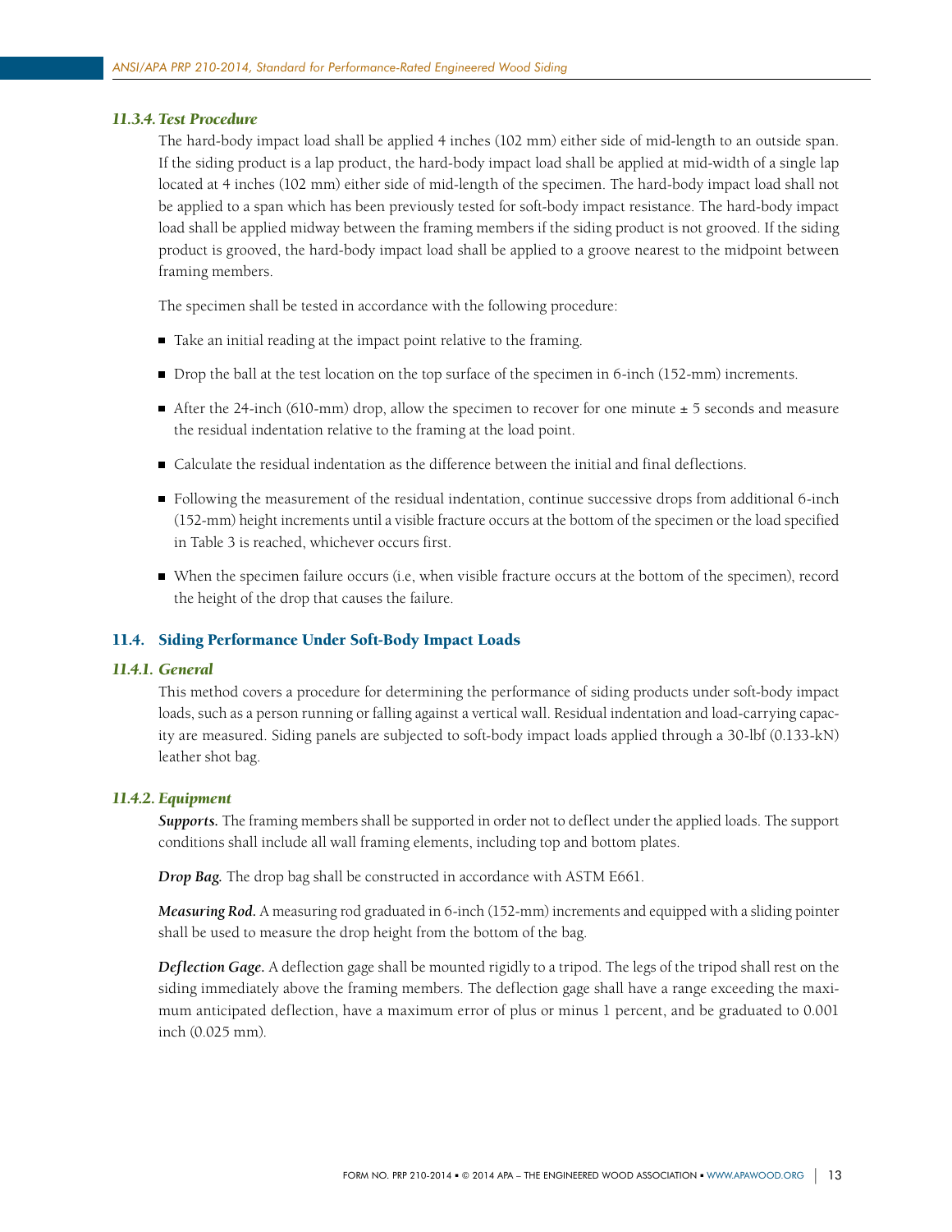### *11.3.4. Test Procedure*

The hard-body impact load shall be applied 4 inches (102 mm) either side of mid-length to an outside span. If the siding product is a lap product, the hard-body impact load shall be applied at mid-width of a single lap located at 4 inches (102 mm) either side of mid-length of the specimen. The hard-body impact load shall not be applied to a span which has been previously tested for soft-body impact resistance. The hard-body impact load shall be applied midway between the framing members if the siding product is not grooved. If the siding product is grooved, the hard-body impact load shall be applied to a groove nearest to the midpoint between framing members.

The specimen shall be tested in accordance with the following procedure:

- Take an initial reading at the impact point relative to the framing.
- Drop the ball at the test location on the top surface of the specimen in 6-inch (152-mm) increments.
- After the 24-inch (610-mm) drop, allow the specimen to recover for one minute ± 5 seconds and measure the residual indentation relative to the framing at the load point.
- Calculate the residual indentation as the difference between the initial and final deflections.
- Following the measurement of the residual indentation, continue successive drops from additional 6-inch (152-mm) height increments until a visible fracture occurs at the bottom of the specimen or the load specified in Table 3 is reached, whichever occurs first.
- When the specimen failure occurs (i.e, when visible fracture occurs at the bottom of the specimen), record the height of the drop that causes the failure.

## 11.4. Siding Performance Under Soft-Body Impact Loads

### *11.4.1. General*

This method covers a procedure for determining the performance of siding products under soft-body impact loads, such as a person running or falling against a vertical wall. Residual indentation and load-carrying capacity are measured. Siding panels are subjected to soft-body impact loads applied through a 30-lbf (0.133-kN) leather shot bag.

### *11.4.2. Equipment*

***Supports.*** The framing members shall be supported in order not to deflect under the applied loads. The support conditions shall include all wall framing elements, including top and bottom plates.

***Drop Bag.*** The drop bag shall be constructed in accordance with ASTM E661.

***Measuring Rod.*** A measuring rod graduated in 6-inch (152-mm) increments and equipped with a sliding pointer shall be used to measure the drop height from the bottom of the bag.

***Deflection Gage.*** A deflection gage shall be mounted rigidly to a tripod. The legs of the tripod shall rest on the siding immediately above the framing members. The deflection gage shall have a range exceeding the maximum anticipated deflection, have a maximum error of plus or minus 1 percent, and be graduated to 0.001 inch (0.025 mm).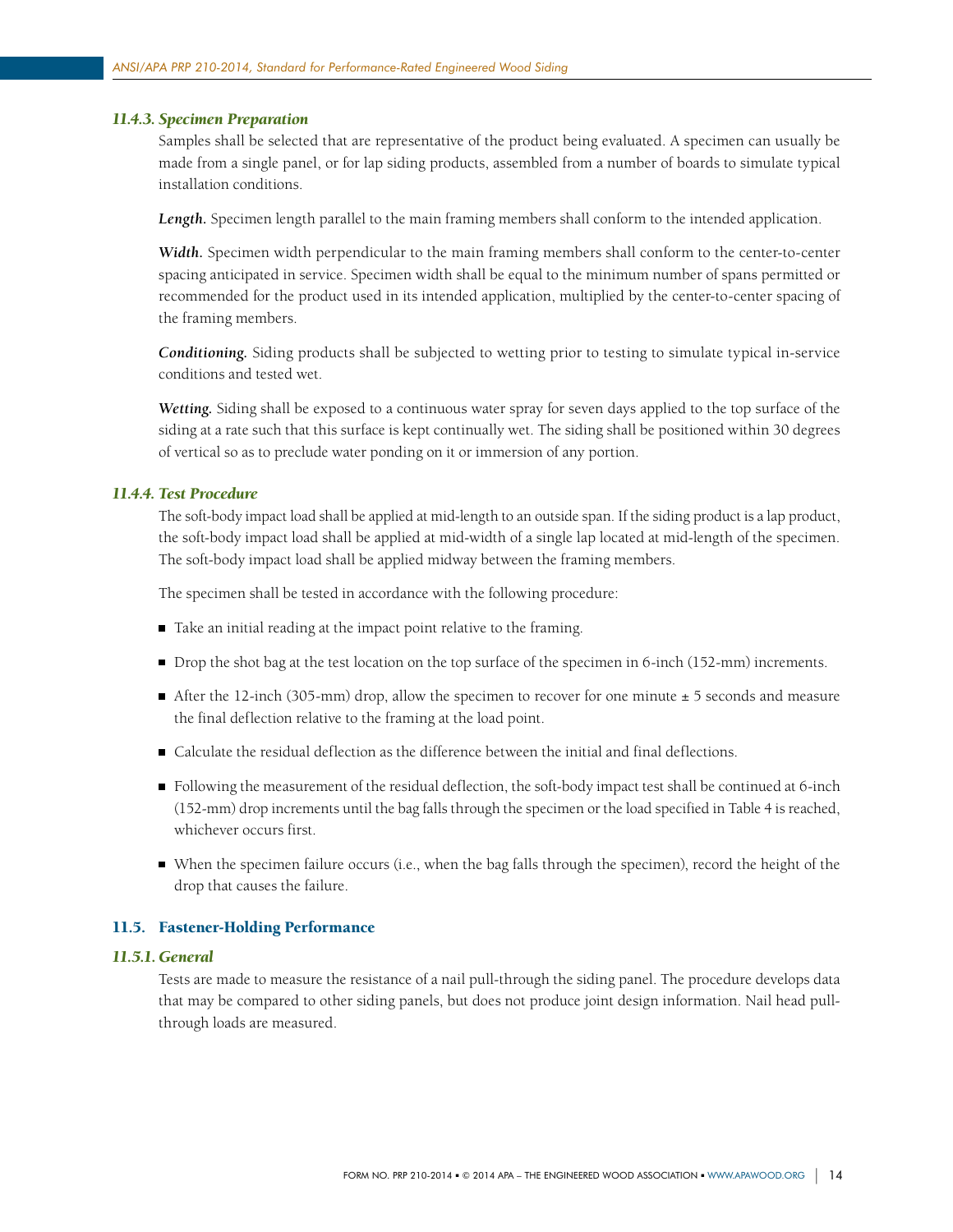### *11.4.3. Specimen Preparation*

Samples shall be selected that are representative of the product being evaluated. A specimen can usually be made from a single panel, or for lap siding products, assembled from a number of boards to simulate typical installation conditions.

***Length.*** Specimen length parallel to the main framing members shall conform to the intended application.

***Width.*** Specimen width perpendicular to the main framing members shall conform to the center-to-center spacing anticipated in service. Specimen width shall be equal to the minimum number of spans permitted or recommended for the product used in its intended application, multiplied by the center-to-center spacing of the framing members.

***Conditioning.*** Siding products shall be subjected to wetting prior to testing to simulate typical in-service conditions and tested wet.

***Wetting.*** Siding shall be exposed to a continuous water spray for seven days applied to the top surface of the siding at a rate such that this surface is kept continually wet. The siding shall be positioned within 30 degrees of vertical so as to preclude water ponding on it or immersion of any portion.

### *11.4.4. Test Procedure*

The soft-body impact load shall be applied at mid-length to an outside span. If the siding product is a lap product, the soft-body impact load shall be applied at mid-width of a single lap located at mid-length of the specimen. The soft-body impact load shall be applied midway between the framing members.

The specimen shall be tested in accordance with the following procedure:

- Take an initial reading at the impact point relative to the framing.
- Drop the shot bag at the test location on the top surface of the specimen in 6-inch (152-mm) increments.
- After the 12-inch (305-mm) drop, allow the specimen to recover for one minute ± 5 seconds and measure the final deflection relative to the framing at the load point.
- Calculate the residual deflection as the difference between the initial and final deflections.
- Following the measurement of the residual deflection, the soft-body impact test shall be continued at 6-inch (152-mm) drop increments until the bag falls through the specimen or the load specified in Table 4 is reached, whichever occurs first.
- When the specimen failure occurs (i.e., when the bag falls through the specimen), record the height of the drop that causes the failure.

## 11.5. Fastener-Holding Performance

### *11.5.1. General*

Tests are made to measure the resistance of a nail pull-through the siding panel. The procedure develops data that may be compared to other siding panels, but does not produce joint design information. Nail head pull-through loads are measured.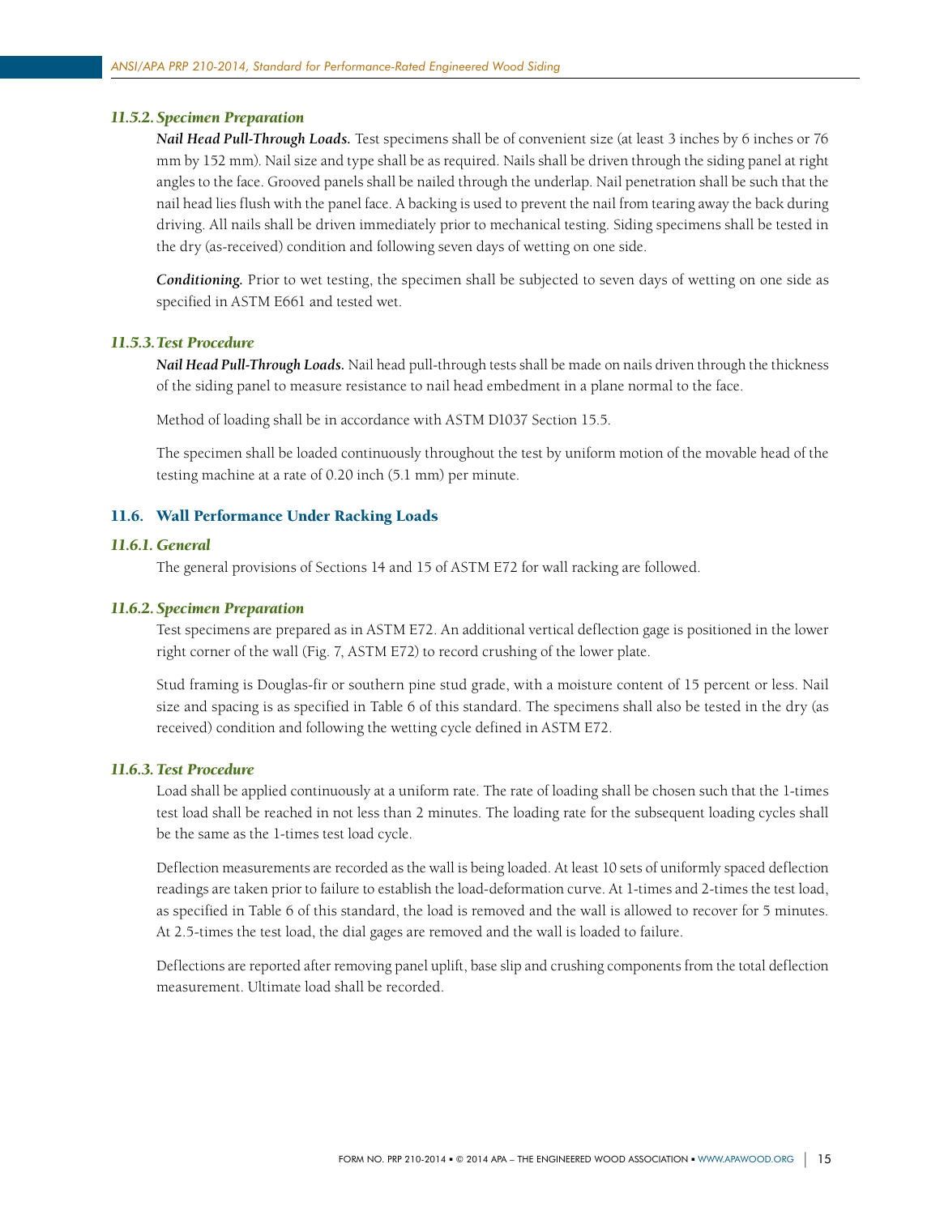### *11.5.2. Specimen Preparation*

***Nail Head Pull-Through Loads.*** Test specimens shall be of convenient size (at least 3 inches by 6 inches or 76 mm by 152 mm). Nail size and type shall be as required. Nails shall be driven through the siding panel at right angles to the face. Grooved panels shall be nailed through the underlap. Nail penetration shall be such that the nail head lies flush with the panel face. A backing is used to prevent the nail from tearing away the back during driving. All nails shall be driven immediately prior to mechanical testing. Siding specimens shall be tested in the dry (as-received) condition and following seven days of wetting on one side.

***Conditioning.*** Prior to wet testing, the specimen shall be subjected to seven days of wetting on one side as specified in ASTM E661 and tested wet.

### *11.5.3. Test Procedure*

***Nail Head Pull-Through Loads.*** Nail head pull-through tests shall be made on nails driven through the thickness of the siding panel to measure resistance to nail head embedment in a plane normal to the face.

Method of loading shall be in accordance with ASTM D1037 Section 15.5.

The specimen shall be loaded continuously throughout the test by uniform motion of the movable head of the testing machine at a rate of 0.20 inch (5.1 mm) per minute.

## 11.6. Wall Performance Under Racking Loads

### *11.6.1. General*

The general provisions of Sections 14 and 15 of ASTM E72 for wall racking are followed.

### *11.6.2. Specimen Preparation*

Test specimens are prepared as in ASTM E72. An additional vertical deflection gage is positioned in the lower right corner of the wall (Fig. 7, ASTM E72) to record crushing of the lower plate.

Stud framing is Douglas-fir or southern pine stud grade, with a moisture content of 15 percent or less. Nail size and spacing is as specified in Table 6 of this standard. The specimens shall also be tested in the dry (as received) condition and following the wetting cycle defined in ASTM E72.

### *11.6.3. Test Procedure*

Load shall be applied continuously at a uniform rate. The rate of loading shall be chosen such that the 1-times test load shall be reached in not less than 2 minutes. The loading rate for the subsequent loading cycles shall be the same as the 1-times test load cycle.

Deflection measurements are recorded as the wall is being loaded. At least 10 sets of uniformly spaced deflection readings are taken prior to failure to establish the load-deformation curve. At 1-times and 2-times the test load, as specified in Table 6 of this standard, the load is removed and the wall is allowed to recover for 5 minutes. At 2.5-times the test load, the dial gages are removed and the wall is loaded to failure.

Deflections are reported after removing panel uplift, base slip and crushing components from the total deflection measurement. Ultimate load shall be recorded.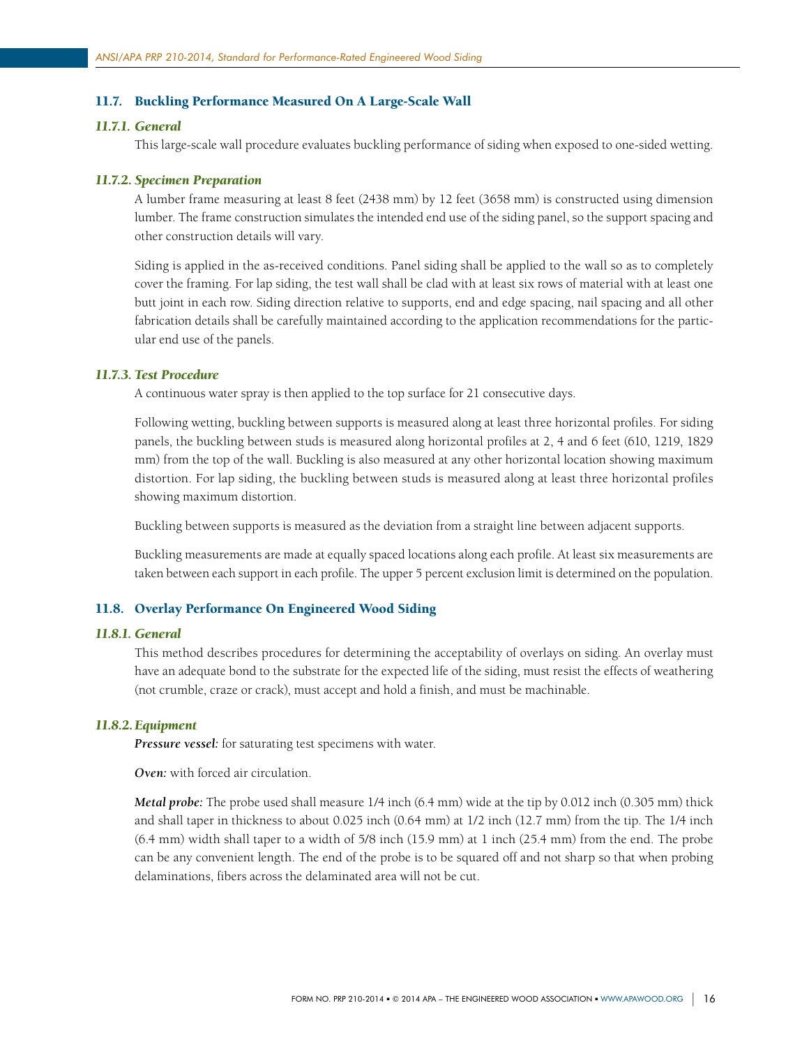## 11.7. Buckling Performance Measured On A Large-Scale Wall

### *11.7.1. General*

This large-scale wall procedure evaluates buckling performance of siding when exposed to one-sided wetting.

### *11.7.2. Specimen Preparation*

A lumber frame measuring at least 8 feet (2438 mm) by 12 feet (3658 mm) is constructed using dimension lumber. The frame construction simulates the intended end use of the siding panel, so the support spacing and other construction details will vary.

Siding is applied in the as-received conditions. Panel siding shall be applied to the wall so as to completely cover the framing. For lap siding, the test wall shall be clad with at least six rows of material with at least one butt joint in each row. Siding direction relative to supports, end and edge spacing, nail spacing and all other fabrication details shall be carefully maintained according to the application recommendations for the particular end use of the panels.

### *11.7.3. Test Procedure*

A continuous water spray is then applied to the top surface for 21 consecutive days.

Following wetting, buckling between supports is measured along at least three horizontal profiles. For siding panels, the buckling between studs is measured along horizontal profiles at 2, 4 and 6 feet (610, 1219, 1829 mm) from the top of the wall. Buckling is also measured at any other horizontal location showing maximum distortion. For lap siding, the buckling between studs is measured along at least three horizontal profiles showing maximum distortion.

Buckling between supports is measured as the deviation from a straight line between adjacent supports.

Buckling measurements are made at equally spaced locations along each profile. At least six measurements are taken between each support in each profile. The upper 5 percent exclusion limit is determined on the population.

## 11.8. Overlay Performance On Engineered Wood Siding

### *11.8.1. General*

This method describes procedures for determining the acceptability of overlays on siding. An overlay must have an adequate bond to the substrate for the expected life of the siding, must resist the effects of weathering (not crumble, craze or crack), must accept and hold a finish, and must be machinable.

### *11.8.2. Equipment*

***Pressure vessel:*** for saturating test specimens with water.

***Oven:*** with forced air circulation.

***Metal probe:*** The probe used shall measure 1/4 inch (6.4 mm) wide at the tip by 0.012 inch (0.305 mm) thick and shall taper in thickness to about 0.025 inch (0.64 mm) at 1/2 inch (12.7 mm) from the tip. The 1/4 inch (6.4 mm) width shall taper to a width of 5/8 inch (15.9 mm) at 1 inch (25.4 mm) from the end. The probe can be any convenient length. The end of the probe is to be squared off and not sharp so that when probing delaminations, fibers across the delaminated area will not be cut.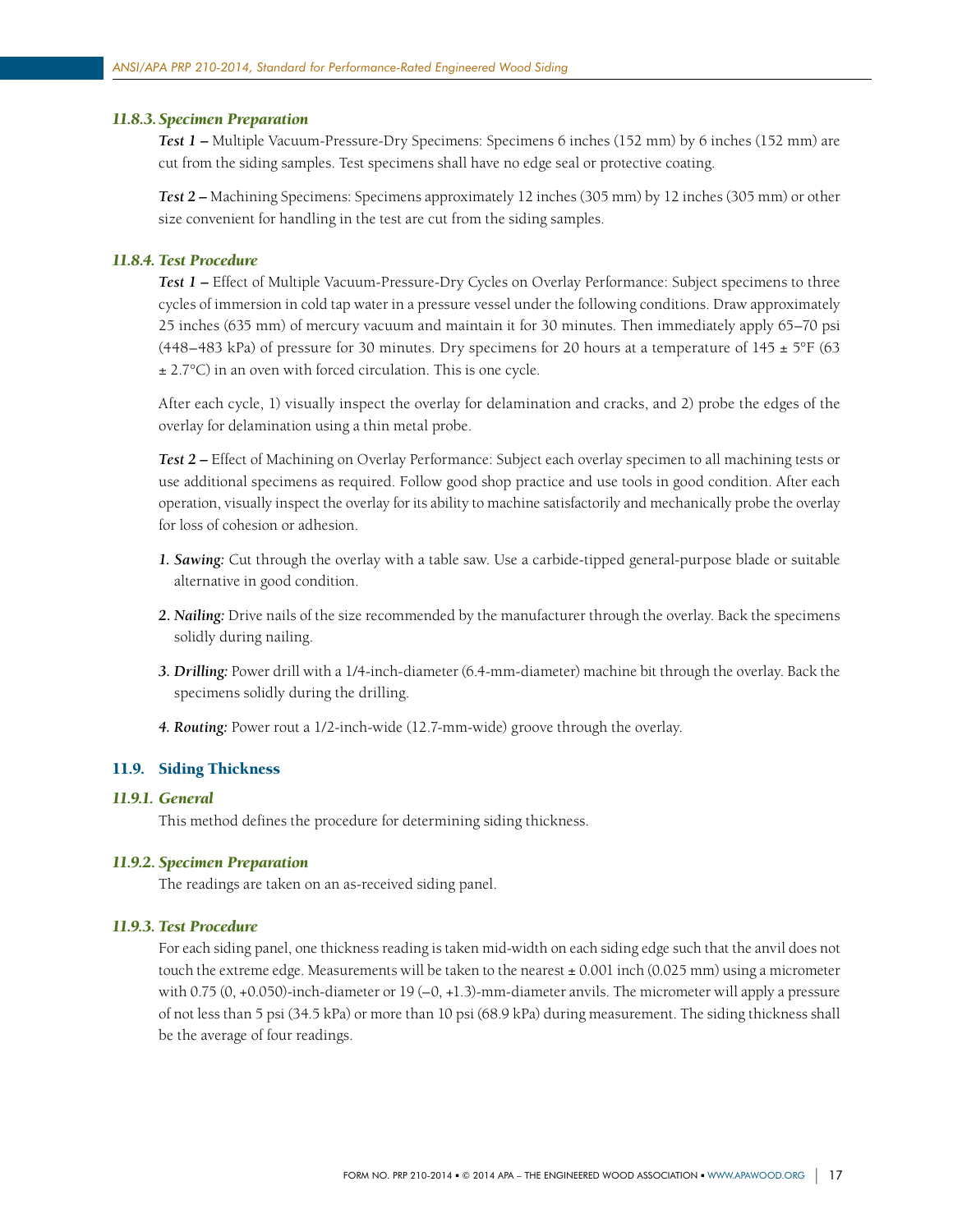#### 11.8.3. Specimen Preparation

***Test 1 –*** Multiple Vacuum-Pressure-Dry Specimens: Specimens 6 inches (152 mm) by 6 inches (152 mm) are cut from the siding samples. Test specimens shall have no edge seal or protective coating.

***Test 2 –*** Machining Specimens: Specimens approximately 12 inches (305 mm) by 12 inches (305 mm) or other size convenient for handling in the test are cut from the siding samples.

#### 11.8.4. Test Procedure

***Test 1 –*** Effect of Multiple Vacuum-Pressure-Dry Cycles on Overlay Performance: Subject specimens to three cycles of immersion in cold tap water in a pressure vessel under the following conditions. Draw approximately 25 inches (635 mm) of mercury vacuum and maintain it for 30 minutes. Then immediately apply 65–70 psi (448–483 kPa) of pressure for 30 minutes. Dry specimens for 20 hours at a temperature of 145 ± 5°F (63 ± 2.7°C) in an oven with forced circulation. This is one cycle.

After each cycle, 1) visually inspect the overlay for delamination and cracks, and 2) probe the edges of the overlay for delamination using a thin metal probe.

***Test 2 –*** Effect of Machining on Overlay Performance: Subject each overlay specimen to all machining tests or use additional specimens as required. Follow good shop practice and use tools in good condition. After each operation, visually inspect the overlay for its ability to machine satisfactorily and mechanically probe the overlay for loss of cohesion or adhesion.

1. ***Sawing:*** Cut through the overlay with a table saw. Use a carbide-tipped general-purpose blade or suitable alternative in good condition.
2. ***Nailing:*** Drive nails of the size recommended by the manufacturer through the overlay. Back the specimens solidly during nailing.
3. ***Drilling:*** Power drill with a 1/4-inch-diameter (6.4-mm-diameter) machine bit through the overlay. Back the specimens solidly during the drilling.
4. ***Routing:*** Power rout a 1/2-inch-wide (12.7-mm-wide) groove through the overlay.

### 11.9. Siding Thickness

#### 11.9.1. General

This method defines the procedure for determining siding thickness.

#### 11.9.2. Specimen Preparation

The readings are taken on an as-received siding panel.

#### 11.9.3. Test Procedure

For each siding panel, one thickness reading is taken mid-width on each siding edge such that the anvil does not touch the extreme edge. Measurements will be taken to the nearest ± 0.001 inch (0.025 mm) using a micrometer with 0.75 (0, +0.050)-inch-diameter or 19 (–0, +1.3)-mm-diameter anvils. The micrometer will apply a pressure of not less than 5 psi (34.5 kPa) or more than 10 psi (68.9 kPa) during measurement. The siding thickness shall be the average of four readings.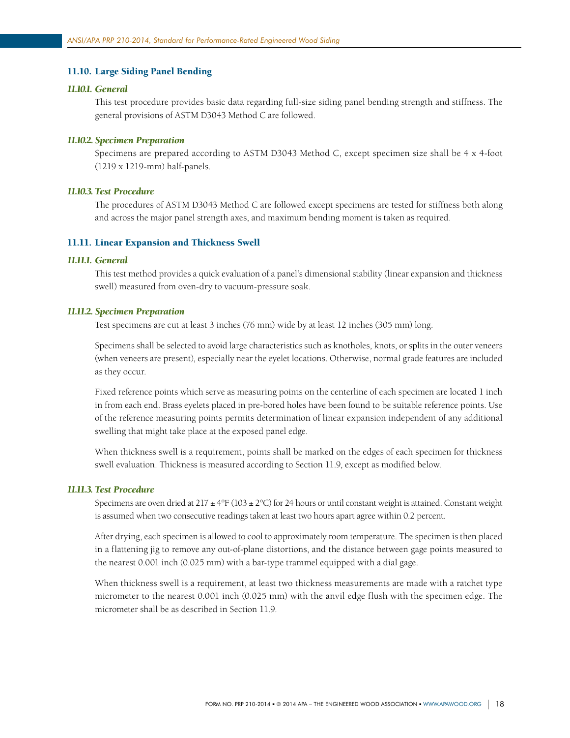## 11.10. Large Siding Panel Bending

### *11.10.1. General*

This test procedure provides basic data regarding full-size siding panel bending strength and stiffness. The general provisions of ASTM D3043 Method C are followed.

### *11.10.2. Specimen Preparation*

Specimens are prepared according to ASTM D3043 Method C, except specimen size shall be 4 x 4-foot (1219 x 1219-mm) half-panels.

### *11.10.3. Test Procedure*

The procedures of ASTM D3043 Method C are followed except specimens are tested for stiffness both along and across the major panel strength axes, and maximum bending moment is taken as required.

## 11.11. Linear Expansion and Thickness Swell

### *11.11.1. General*

This test method provides a quick evaluation of a panel's dimensional stability (linear expansion and thickness swell) measured from oven-dry to vacuum-pressure soak.

### *11.11.2. Specimen Preparation*

Test specimens are cut at least 3 inches (76 mm) wide by at least 12 inches (305 mm) long.

Specimens shall be selected to avoid large characteristics such as knotholes, knots, or splits in the outer veneers (when veneers are present), especially near the eyelet locations. Otherwise, normal grade features are included as they occur.

Fixed reference points which serve as measuring points on the centerline of each specimen are located 1 inch in from each end. Brass eyelets placed in pre-bored holes have been found to be suitable reference points. Use of the reference measuring points permits determination of linear expansion independent of any additional swelling that might take place at the exposed panel edge.

When thickness swell is a requirement, points shall be marked on the edges of each specimen for thickness swell evaluation. Thickness is measured according to Section 11.9, except as modified below.

### *11.11.3. Test Procedure*

Specimens are oven dried at 217 ± 4°F (103 ± 2°C) for 24 hours or until constant weight is attained. Constant weight is assumed when two consecutive readings taken at least two hours apart agree within 0.2 percent.

After drying, each specimen is allowed to cool to approximately room temperature. The specimen is then placed in a flattening jig to remove any out-of-plane distortions, and the distance between gage points measured to the nearest 0.001 inch (0.025 mm) with a bar-type trammel equipped with a dial gage.

When thickness swell is a requirement, at least two thickness measurements are made with a ratchet type micrometer to the nearest 0.001 inch (0.025 mm) with the anvil edge flush with the specimen edge. The micrometer shall be as described in Section 11.9.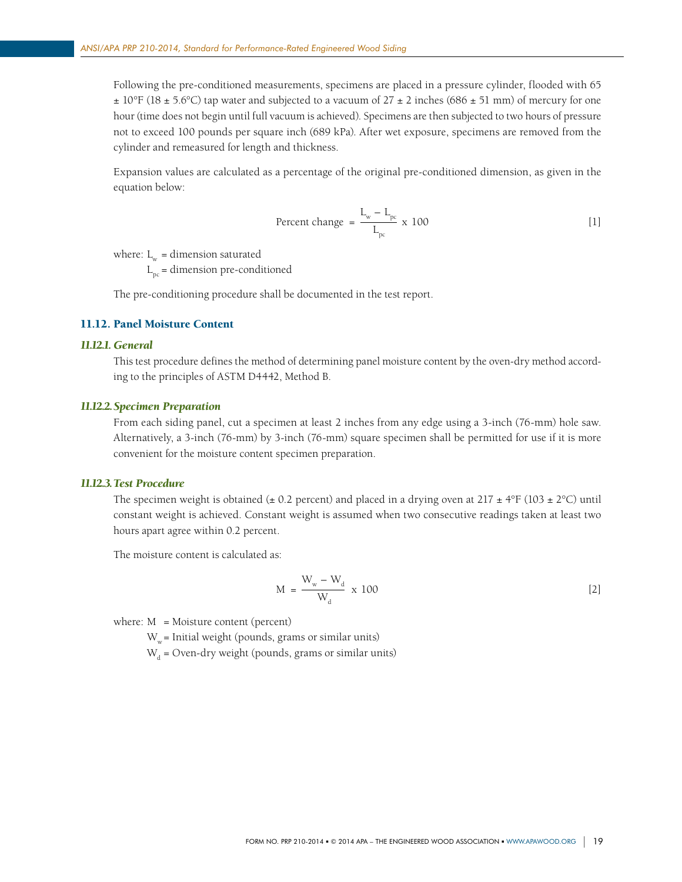Following the pre-conditioned measurements, specimens are placed in a pressure cylinder, flooded with 65 ± 10°F (18 ± 5.6°C) tap water and subjected to a vacuum of 27 ± 2 inches (686 ± 51 mm) of mercury for one hour (time does not begin until full vacuum is achieved). Specimens are then subjected to two hours of pressure not to exceed 100 pounds per square inch (689 kPa). After wet exposure, specimens are removed from the cylinder and remeasured for length and thickness.

Expansion values are calculated as a percentage of the original pre-conditioned dimension, as given in the equation below:

$$\text{Percent change} = \frac{L_w - L_{pc}}{L_{pc}} \times 100 \qquad [1]$$

where: $L_w$ = dimension saturated

$L_{pc}$ = dimension pre-conditioned

The pre-conditioning procedure shall be documented in the test report.

## 11.12. Panel Moisture Content

### *11.12.1. General*

This test procedure defines the method of determining panel moisture content by the oven-dry method according to the principles of ASTM D4442, Method B.

### *11.12.2. Specimen Preparation*

From each siding panel, cut a specimen at least 2 inches from any edge using a 3-inch (76-mm) hole saw. Alternatively, a 3-inch (76-mm) by 3-inch (76-mm) square specimen shall be permitted for use if it is more convenient for the moisture content specimen preparation.

### *11.12.3. Test Procedure*

The specimen weight is obtained (± 0.2 percent) and placed in a drying oven at 217 ± 4°F (103 ± 2°C) until constant weight is achieved. Constant weight is assumed when two consecutive readings taken at least two hours apart agree within 0.2 percent.

The moisture content is calculated as:

$$M = \frac{W_w - W_d}{W_d} \times 100 \qquad [2]$$

where: $M$ = Moisture content (percent)

$W_w$ = Initial weight (pounds, grams or similar units)

$W_d$ = Oven-dry weight (pounds, grams or similar units)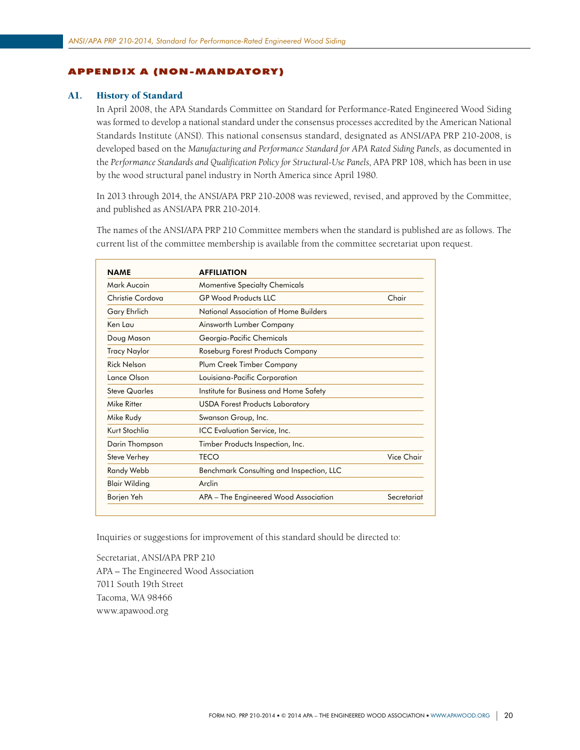## APPENDIX A (NON-MANDATORY)

### A1. History of Standard

In April 2008, the APA Standards Committee on Standard for Performance-Rated Engineered Wood Siding was formed to develop a national standard under the consensus processes accredited by the American National Standards Institute (ANSI). This national consensus standard, designated as ANSI/APA PRP 210-2008, is developed based on the *Manufacturing and Performance Standard for APA Rated Siding Panels*, as documented in the *Performance Standards and Qualification Policy for Structural-Use Panels*, APA PRP 108, which has been in use by the wood structural panel industry in North America since April 1980.

In 2013 through 2014, the ANSI/APA PRP 210-2008 was reviewed, revised, and approved by the Committee, and published as ANSI/APA PRR 210-2014.

The names of the ANSI/APA PRP 210 Committee members when the standard is published are as follows. The current list of the committee membership is available from the committee secretariat upon request.

| NAME | AFFILIATION | |
|---|---|---|
| Mark Aucoin | Momentive Specialty Chemicals | |
| Christie Cordova | GP Wood Products LLC | Chair |
| Gary Ehrlich | National Association of Home Builders | |
| Ken Lau | Ainsworth Lumber Company | |
| Doug Mason | Georgia-Pacific Chemicals | |
| Tracy Naylor | Roseburg Forest Products Company | |
| Rick Nelson | Plum Creek Timber Company | |
| Lance Olson | Louisiana-Pacific Corporation | |
| Steve Quarles | Institute for Business and Home Safety | |
| Mike Ritter | USDA Forest Products Laboratory | |
| Mike Rudy | Swanson Group, Inc. | |
| Kurt Stochlia | ICC Evaluation Service, Inc. | |
| Darin Thompson | Timber Products Inspection, Inc. | |
| Steve Verhey | TECO | Vice Chair |
| Randy Webb | Benchmark Consulting and Inspection, LLC | |
| Blair Wilding | Arclin | |
| Borjen Yeh | APA – The Engineered Wood Association | Secretariat |

Inquiries or suggestions for improvement of this standard should be directed to:

Secretariat, ANSI/APA PRP 210
APA – The Engineered Wood Association
7011 South 19th Street
Tacoma, WA 98466
www.apawood.org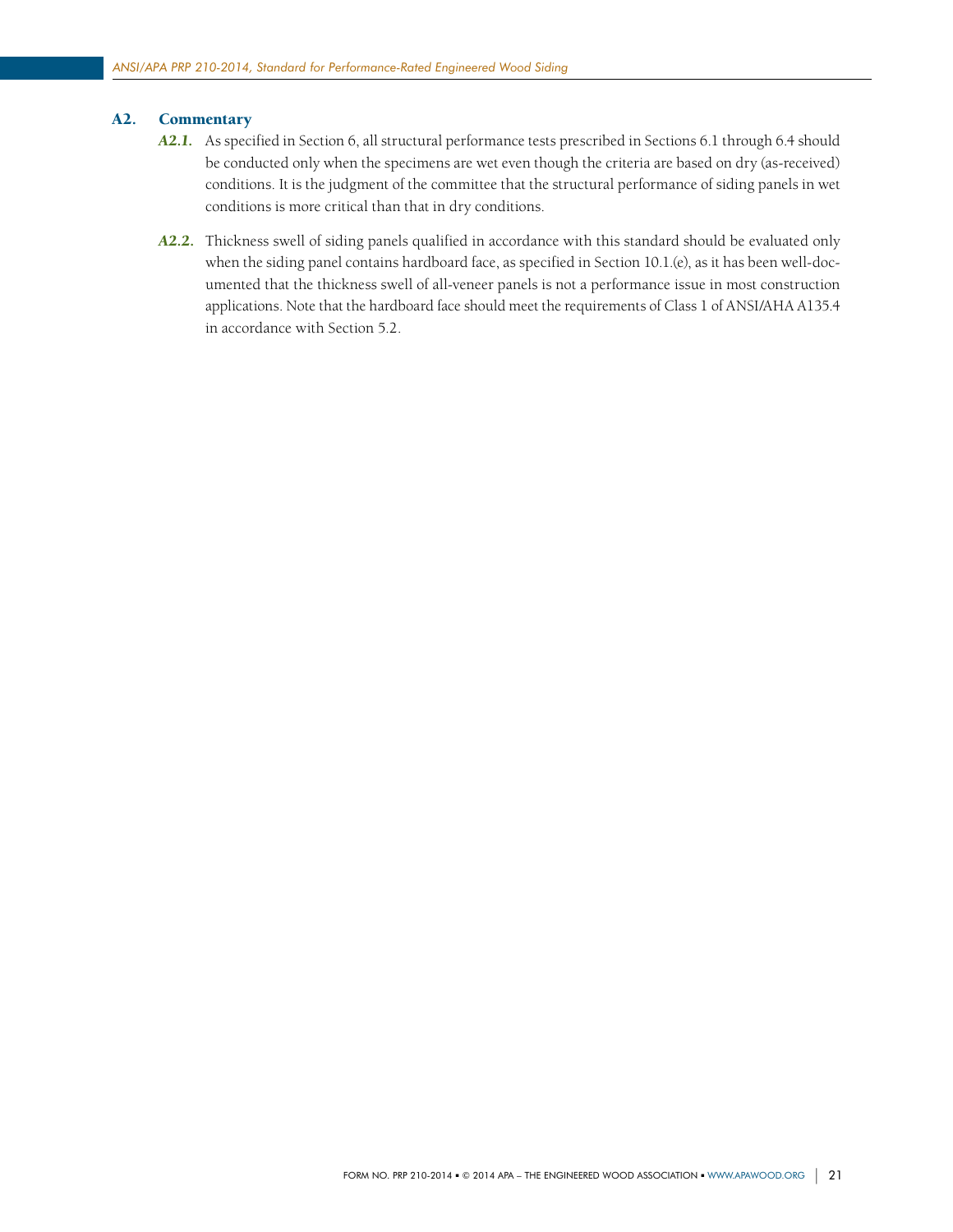## A2. Commentary

***A2.1.*** As specified in Section 6, all structural performance tests prescribed in Sections 6.1 through 6.4 should be conducted only when the specimens are wet even though the criteria are based on dry (as-received) conditions. It is the judgment of the committee that the structural performance of siding panels in wet conditions is more critical than that in dry conditions.

***A2.2.*** Thickness swell of siding panels qualified in accordance with this standard should be evaluated only when the siding panel contains hardboard face, as specified in Section 10.1.(e), as it has been well-documented that the thickness swell of all-veneer panels is not a performance issue in most construction applications. Note that the hardboard face should meet the requirements of Class 1 of ANSI/AHA A135.4 in accordance with Section 5.2.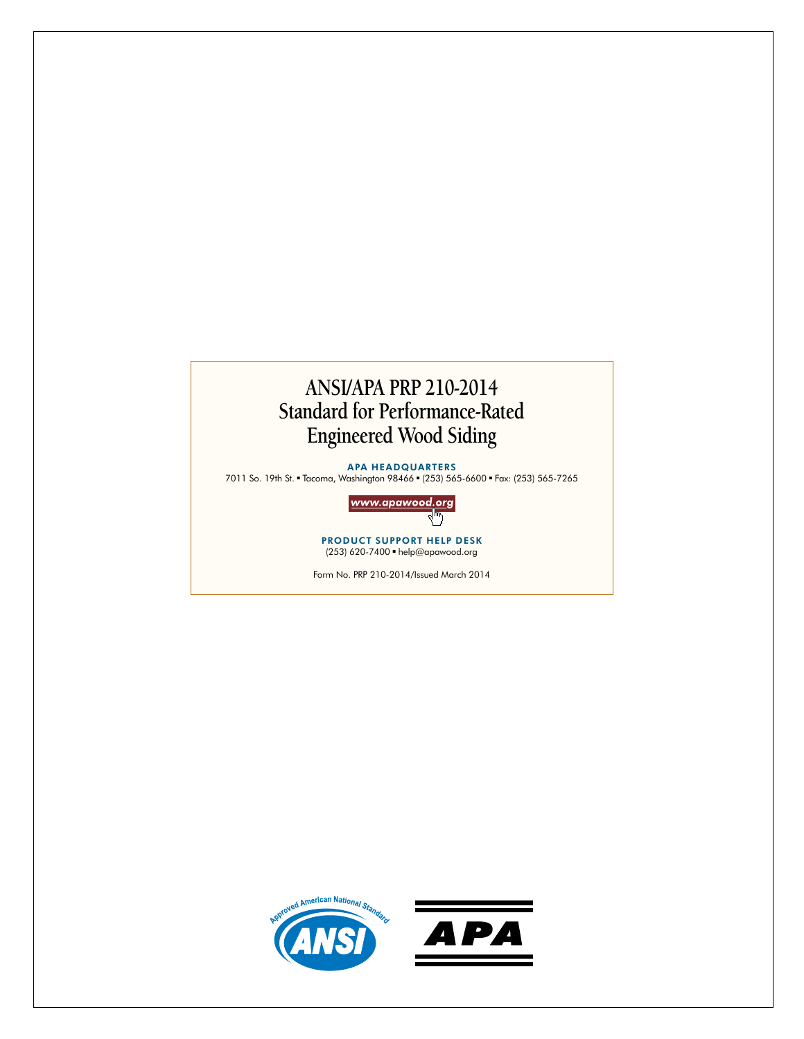# ANSI/APA PRP 210-2014
# Standard for Performance-Rated Engineered Wood Siding

**APA HEADQUARTERS**

7011 So. 19th St. ▪ Tacoma, Washington 98466 ▪ (253) 565-6600 ▪ Fax: (253) 565-7265

www.apawood.org

**PRODUCT SUPPORT HELP DESK**

(253) 620-7400 ▪ help@apawood.org

Form No. PRP 210-2014/Issued March 2014

Approved American National Standard

ANSI

APA